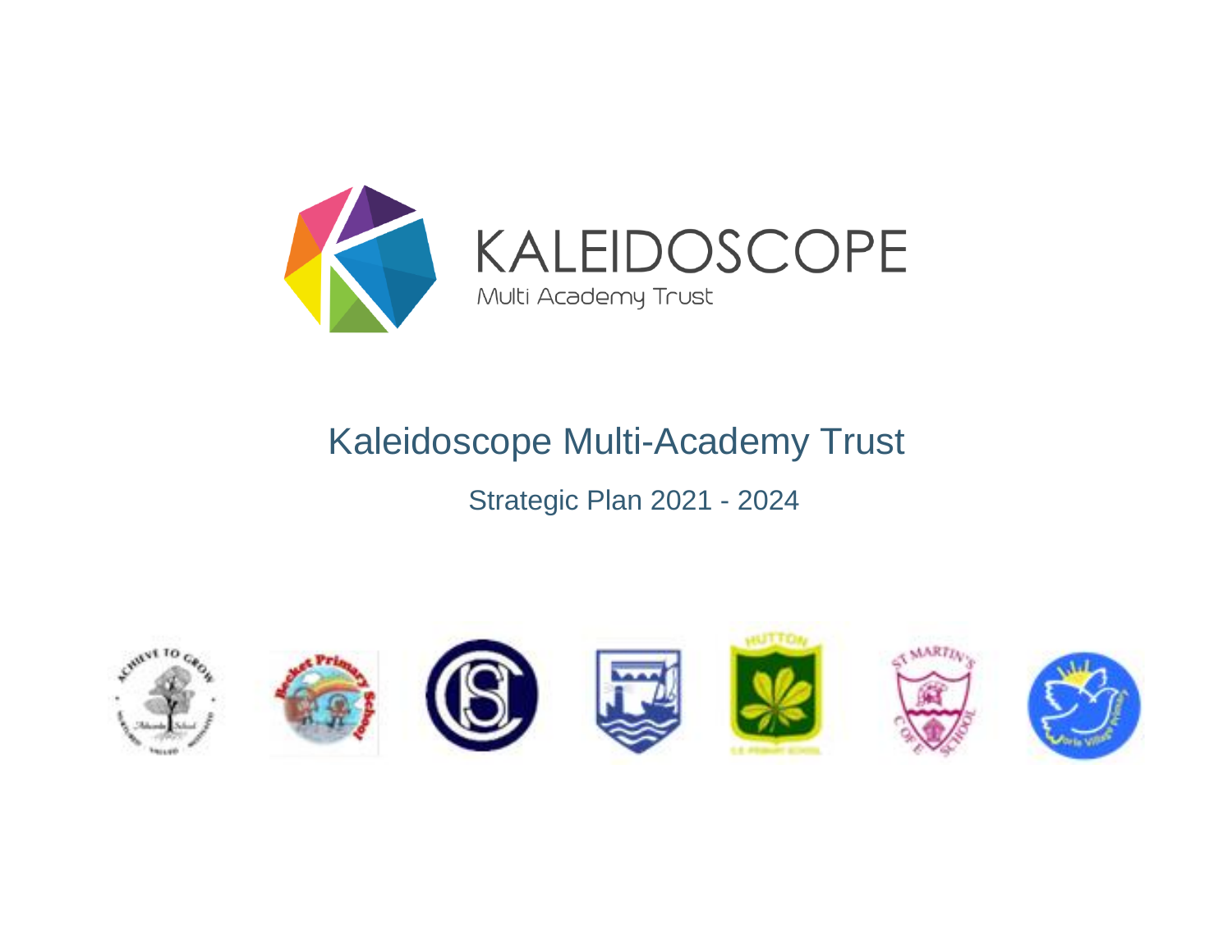KALEIDOSCOPE

Multi Academy Trust

# Kaleidoscope Multi-Academy Trust

## Strategic Plan 2021 - 2024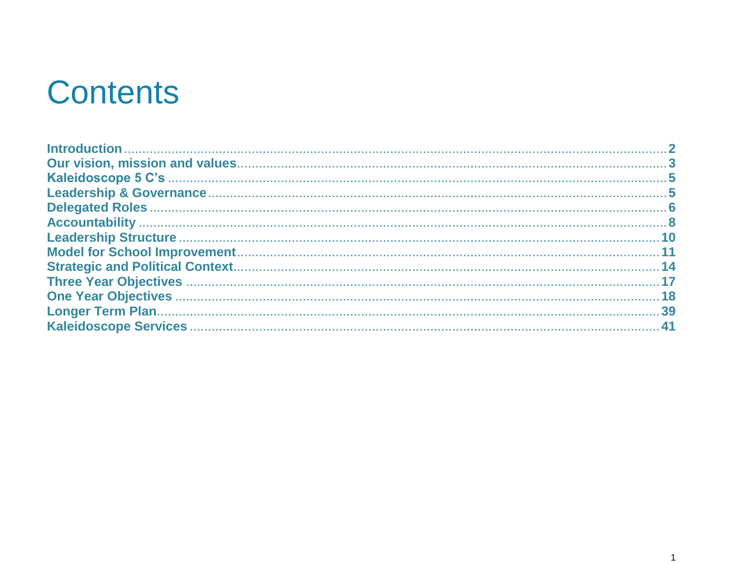# Contents

| | |
|---|---|
| **Introduction** | **2** |
| **Our vision, mission and values** | **3** |
| **Kaleidoscope 5 C's** | **5** |
| **Leadership & Governance** | **5** |
| **Delegated Roles** | **6** |
| **Accountability** | **8** |
| **Leadership Structure** | **10** |
| **Model for School Improvement** | **11** |
| **Strategic and Political Context** | **14** |
| **Three Year Objectives** | **17** |
| **One Year Objectives** | **18** |
| **Longer Term Plan** | **39** |
| **Kaleidoscope Services** | **41** |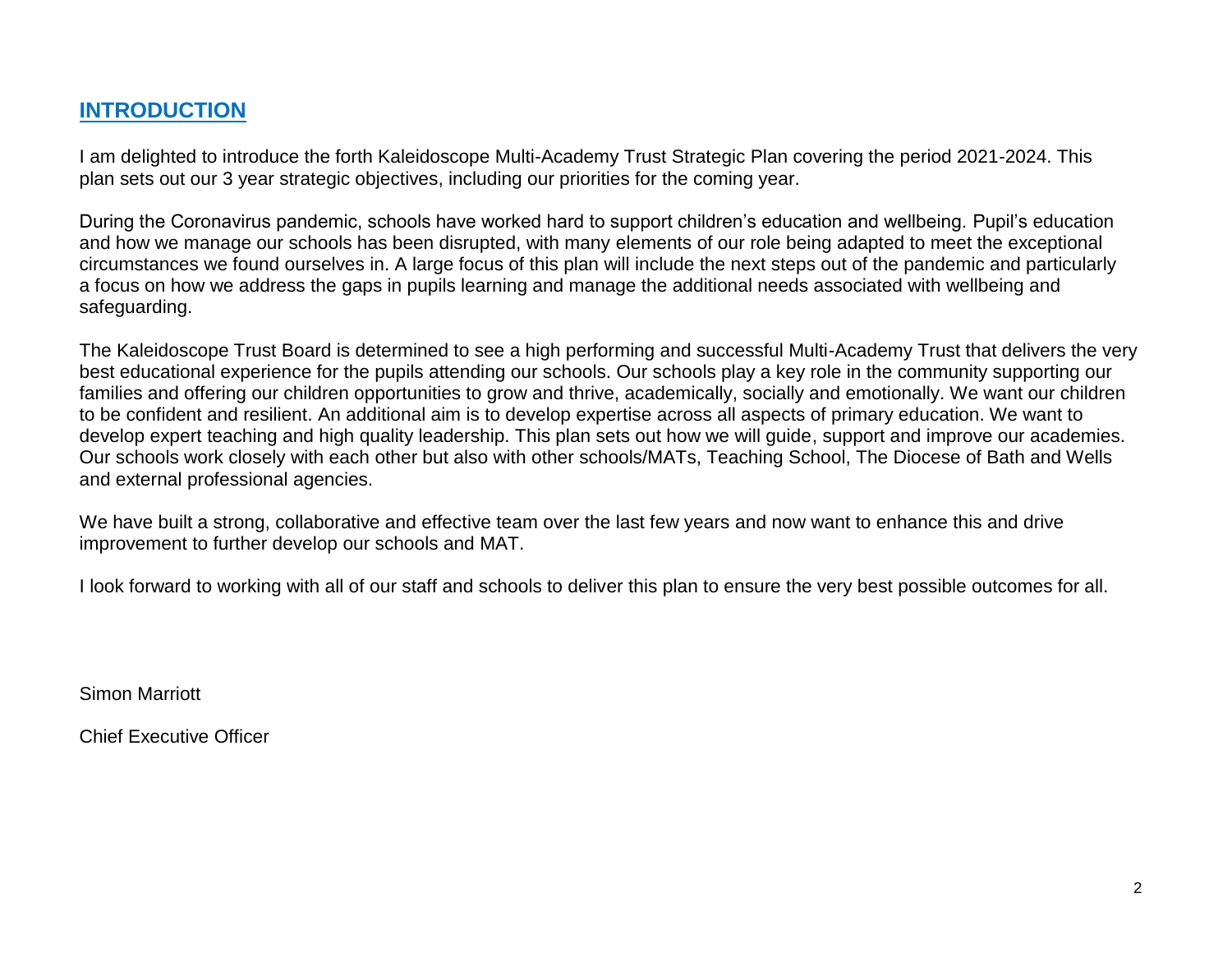## INTRODUCTION

I am delighted to introduce the forth Kaleidoscope Multi-Academy Trust Strategic Plan covering the period 2021-2024. This plan sets out our 3 year strategic objectives, including our priorities for the coming year.

During the Coronavirus pandemic, schools have worked hard to support children's education and wellbeing. Pupil's education and how we manage our schools has been disrupted, with many elements of our role being adapted to meet the exceptional circumstances we found ourselves in. A large focus of this plan will include the next steps out of the pandemic and particularly a focus on how we address the gaps in pupils learning and manage the additional needs associated with wellbeing and safeguarding.

The Kaleidoscope Trust Board is determined to see a high performing and successful Multi-Academy Trust that delivers the very best educational experience for the pupils attending our schools. Our schools play a key role in the community supporting our families and offering our children opportunities to grow and thrive, academically, socially and emotionally. We want our children to be confident and resilient. An additional aim is to develop expertise across all aspects of primary education. We want to develop expert teaching and high quality leadership. This plan sets out how we will guide, support and improve our academies. Our schools work closely with each other but also with other schools/MATs, Teaching School, The Diocese of Bath and Wells and external professional agencies.

We have built a strong, collaborative and effective team over the last few years and now want to enhance this and drive improvement to further develop our schools and MAT.

I look forward to working with all of our staff and schools to deliver this plan to ensure the very best possible outcomes for all.

Simon Marriott

Chief Executive Officer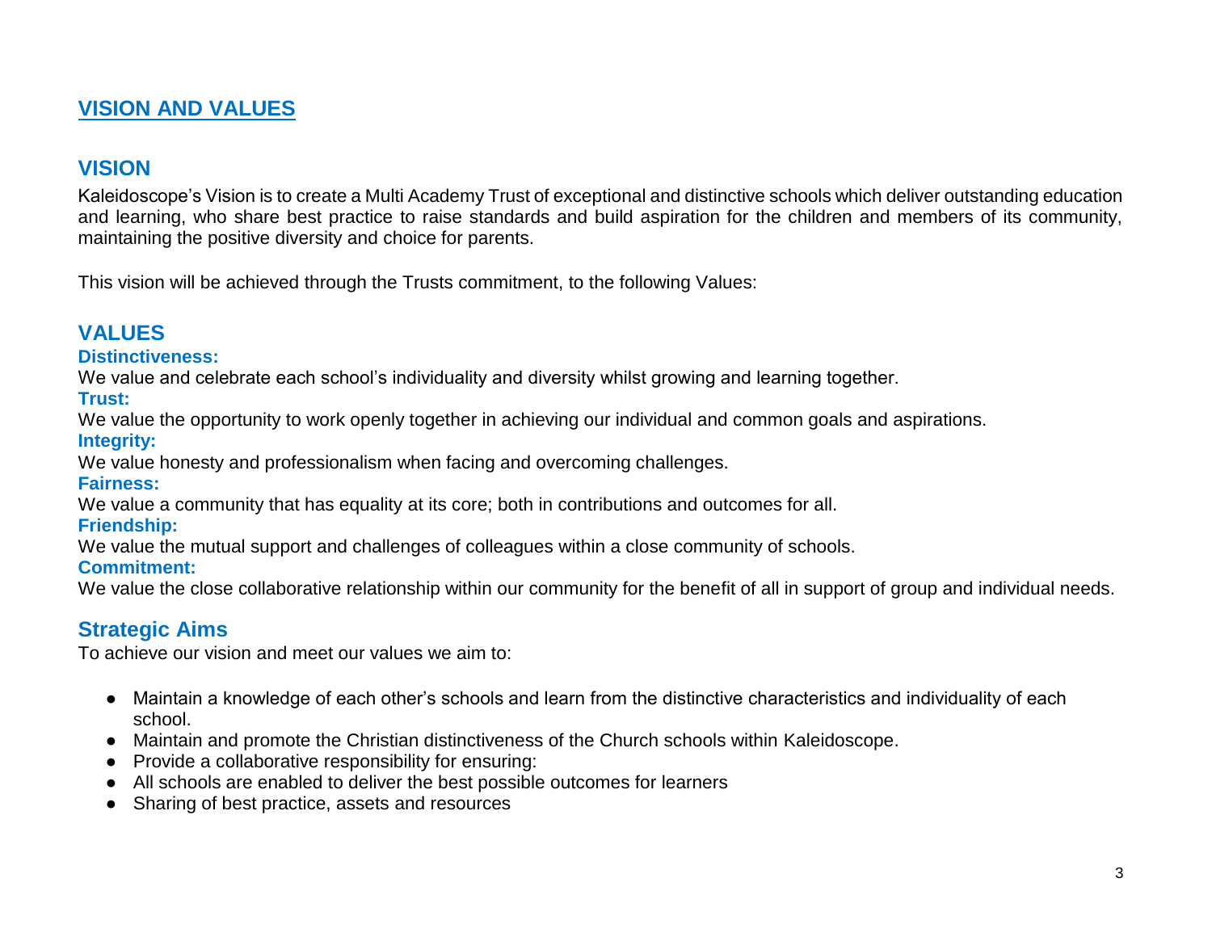## VISION AND VALUES

### VISION

Kaleidoscope's Vision is to create a Multi Academy Trust of exceptional and distinctive schools which deliver outstanding education and learning, who share best practice to raise standards and build aspiration for the children and members of its community, maintaining the positive diversity and choice for parents.

This vision will be achieved through the Trusts commitment, to the following Values:

### VALUES

**Distinctiveness:**

We value and celebrate each school's individuality and diversity whilst growing and learning together.

**Trust:**

We value the opportunity to work openly together in achieving our individual and common goals and aspirations.

**Integrity:**

We value honesty and professionalism when facing and overcoming challenges.

**Fairness:**

We value a community that has equality at its core; both in contributions and outcomes for all.

**Friendship:**

We value the mutual support and challenges of colleagues within a close community of schools.

**Commitment:**

We value the close collaborative relationship within our community for the benefit of all in support of group and individual needs.

### Strategic Aims

To achieve our vision and meet our values we aim to:

- Maintain a knowledge of each other's schools and learn from the distinctive characteristics and individuality of each school.
- Maintain and promote the Christian distinctiveness of the Church schools within Kaleidoscope.
- Provide a collaborative responsibility for ensuring:
- All schools are enabled to deliver the best possible outcomes for learners
- Sharing of best practice, assets and resources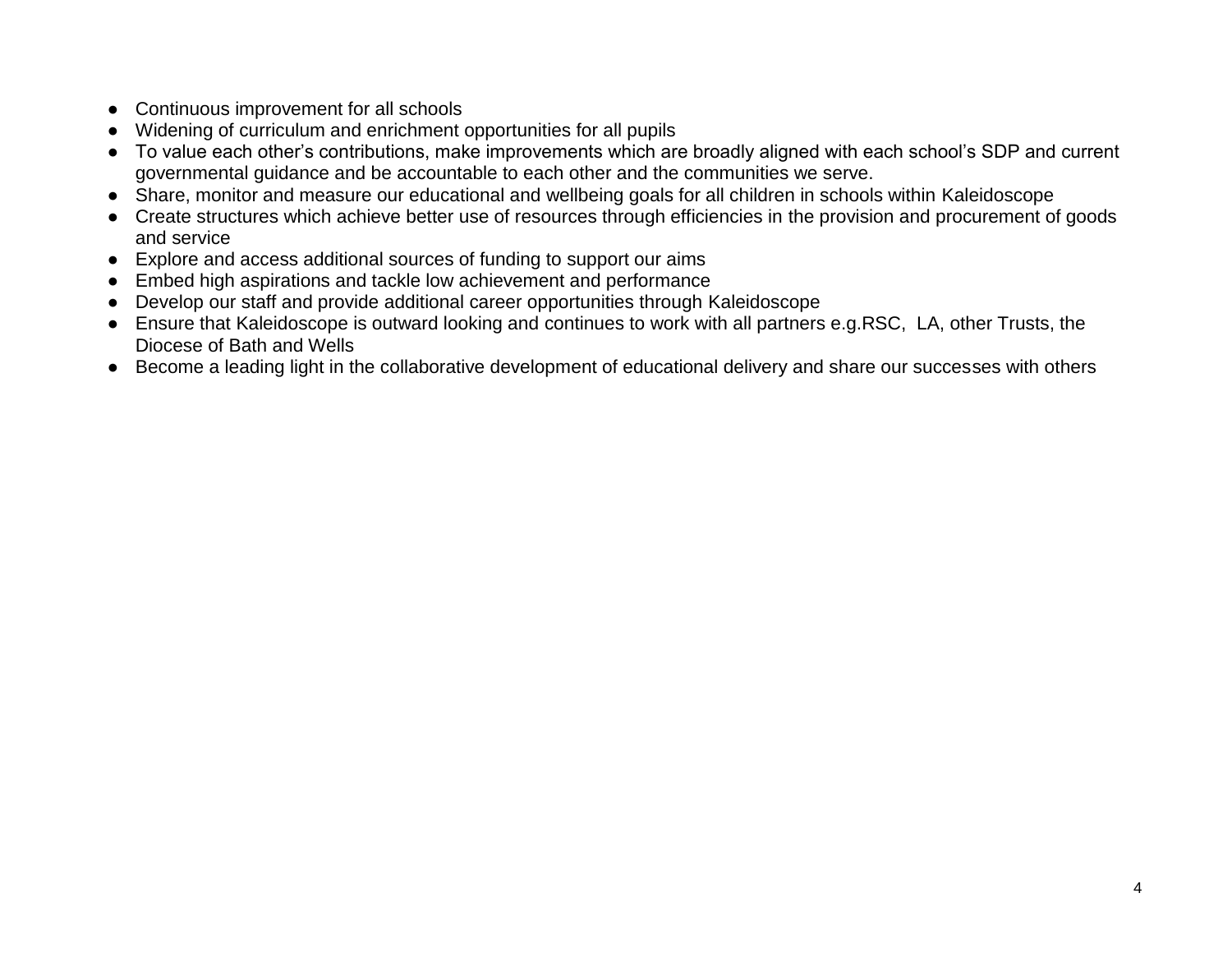- Continuous improvement for all schools
- Widening of curriculum and enrichment opportunities for all pupils
- To value each other's contributions, make improvements which are broadly aligned with each school's SDP and current governmental guidance and be accountable to each other and the communities we serve.
- Share, monitor and measure our educational and wellbeing goals for all children in schools within Kaleidoscope
- Create structures which achieve better use of resources through efficiencies in the provision and procurement of goods and service
- Explore and access additional sources of funding to support our aims
- Embed high aspirations and tackle low achievement and performance
- Develop our staff and provide additional career opportunities through Kaleidoscope
- Ensure that Kaleidoscope is outward looking and continues to work with all partners e.g.RSC, LA, other Trusts, the Diocese of Bath and Wells
- Become a leading light in the collaborative development of educational delivery and share our successes with others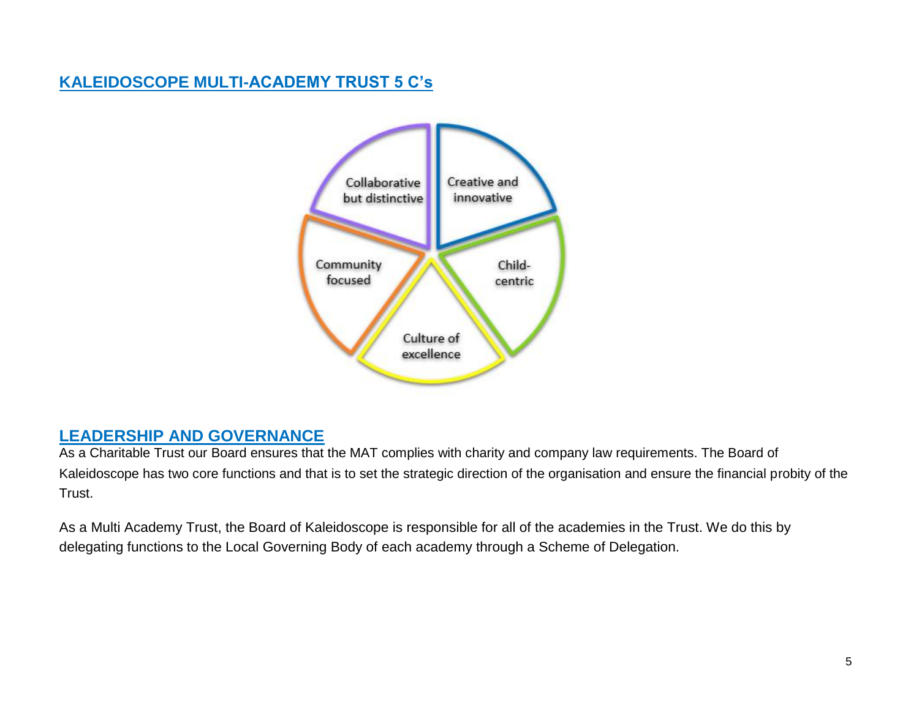## KALEIDOSCOPE MULTI-ACADEMY TRUST 5 C's

- Creative and innovative
- Child-centric
- Culture of excellence
- Community focused
- Collaborative but distinctive

## LEADERSHIP AND GOVERNANCE

As a Charitable Trust our Board ensures that the MAT complies with charity and company law requirements. The Board of Kaleidoscope has two core functions and that is to set the strategic direction of the organisation and ensure the financial probity of the Trust.

As a Multi Academy Trust, the Board of Kaleidoscope is responsible for all of the academies in the Trust. We do this by delegating functions to the Local Governing Body of each academy through a Scheme of Delegation.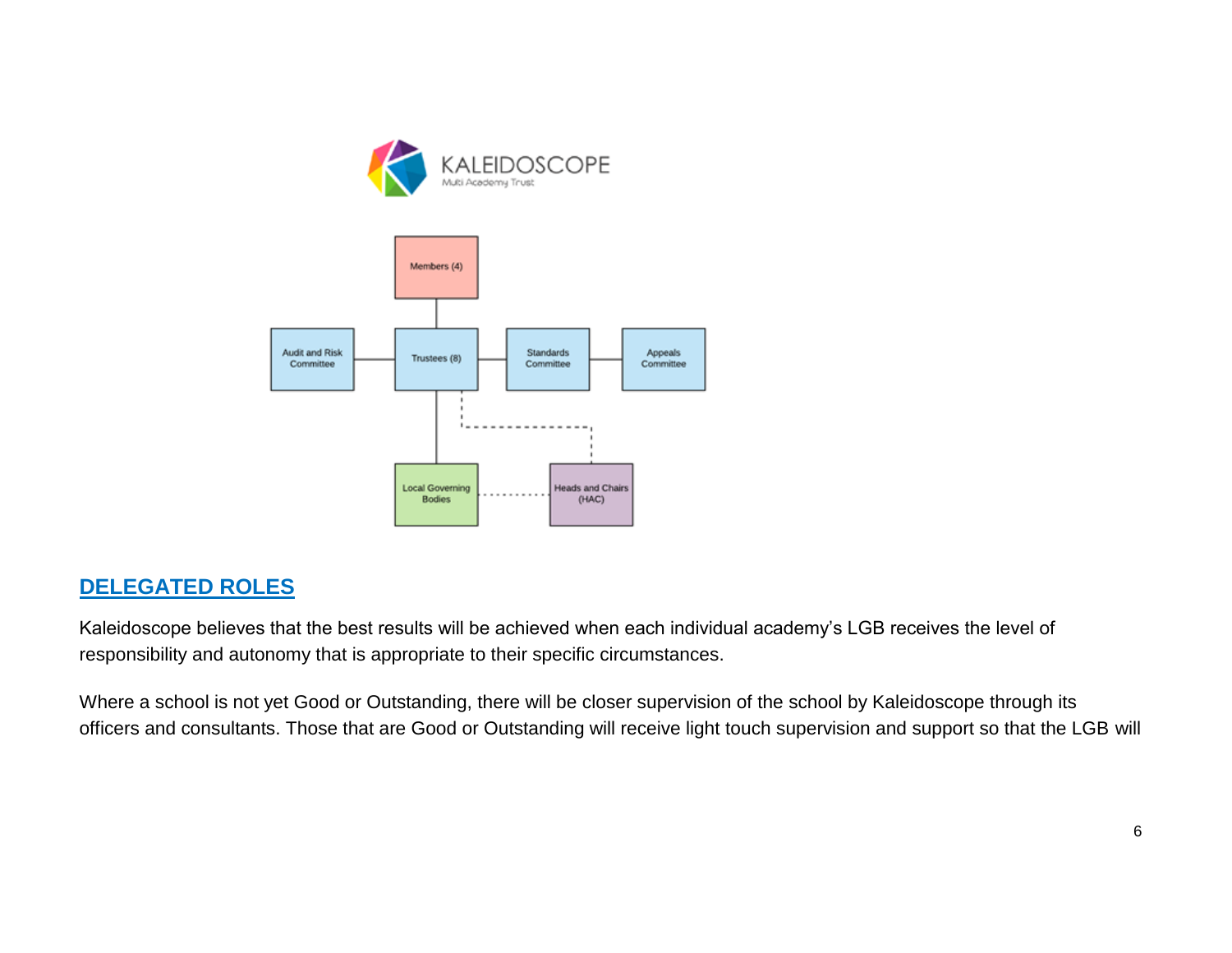KALEIDOSCOPE

Multi Academy Trust

Members (4)

Audit and Risk Committee

Trustees (8)

Standards Committee

Appeals Committee

Local Governing Bodies

Heads and Chairs (HAC)

## DELEGATED ROLES

Kaleidoscope believes that the best results will be achieved when each individual academy's LGB receives the level of responsibility and autonomy that is appropriate to their specific circumstances.

Where a school is not yet Good or Outstanding, there will be closer supervision of the school by Kaleidoscope through its officers and consultants. Those that are Good or Outstanding will receive light touch supervision and support so that the LGB will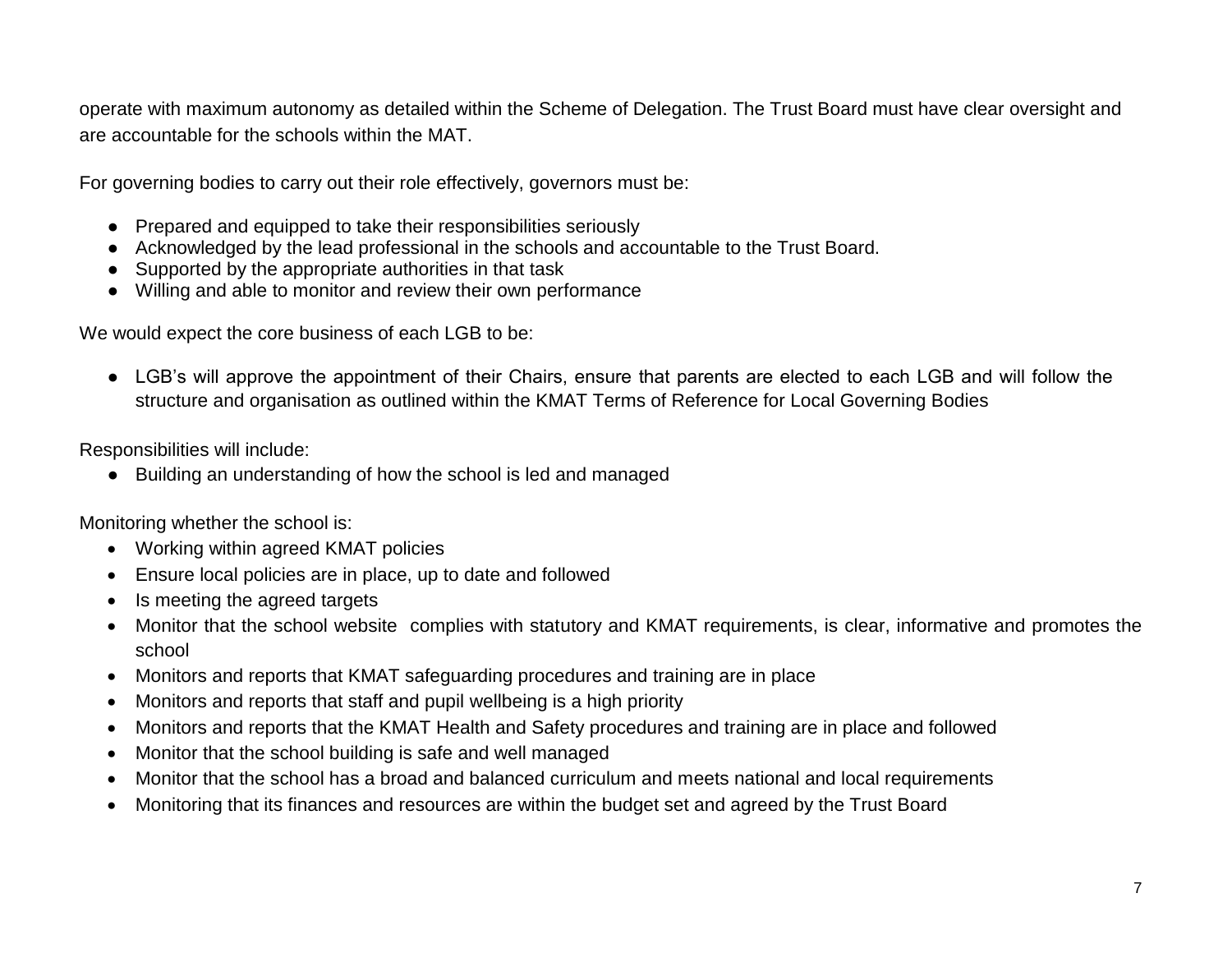operate with maximum autonomy as detailed within the Scheme of Delegation. The Trust Board must have clear oversight and are accountable for the schools within the MAT.

For governing bodies to carry out their role effectively, governors must be:

- Prepared and equipped to take their responsibilities seriously
- Acknowledged by the lead professional in the schools and accountable to the Trust Board.
- Supported by the appropriate authorities in that task
- Willing and able to monitor and review their own performance

We would expect the core business of each LGB to be:

- LGB's will approve the appointment of their Chairs, ensure that parents are elected to each LGB and will follow the structure and organisation as outlined within the KMAT Terms of Reference for Local Governing Bodies

Responsibilities will include:

- Building an understanding of how the school is led and managed

Monitoring whether the school is:

- Working within agreed KMAT policies
- Ensure local policies are in place, up to date and followed
- Is meeting the agreed targets
- Monitor that the school website complies with statutory and KMAT requirements, is clear, informative and promotes the school
- Monitors and reports that KMAT safeguarding procedures and training are in place
- Monitors and reports that staff and pupil wellbeing is a high priority
- Monitors and reports that the KMAT Health and Safety procedures and training are in place and followed
- Monitor that the school building is safe and well managed
- Monitor that the school has a broad and balanced curriculum and meets national and local requirements
- Monitoring that its finances and resources are within the budget set and agreed by the Trust Board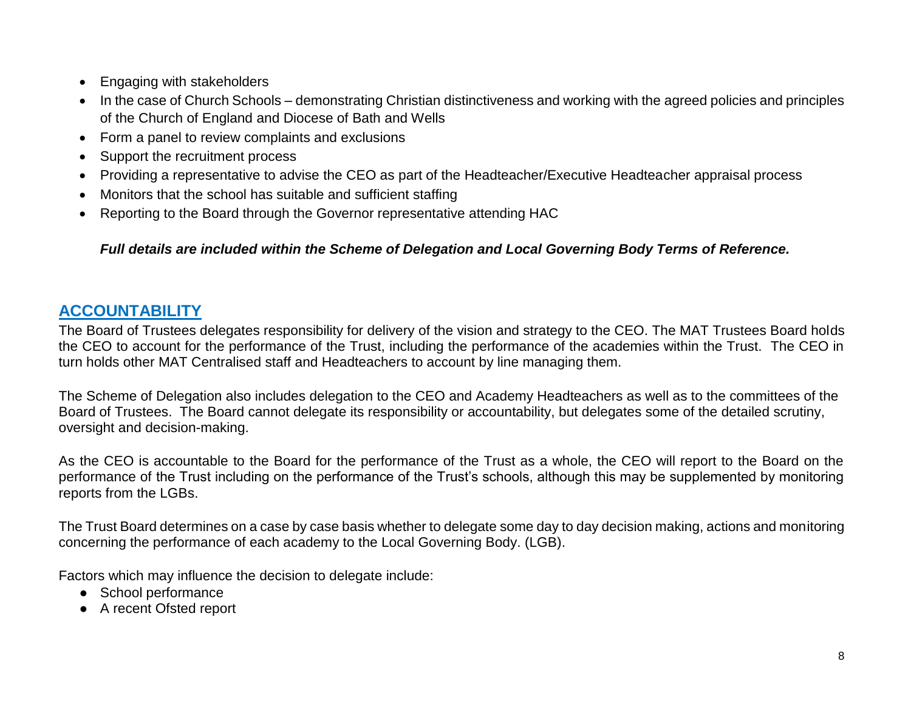- Engaging with stakeholders
- In the case of Church Schools – demonstrating Christian distinctiveness and working with the agreed policies and principles of the Church of England and Diocese of Bath and Wells
- Form a panel to review complaints and exclusions
- Support the recruitment process
- Providing a representative to advise the CEO as part of the Headteacher/Executive Headteacher appraisal process
- Monitors that the school has suitable and sufficient staffing
- Reporting to the Board through the Governor representative attending HAC

***Full details are included within the Scheme of Delegation and Local Governing Body Terms of Reference.***

## ACCOUNTABILITY

The Board of Trustees delegates responsibility for delivery of the vision and strategy to the CEO. The MAT Trustees Board holds the CEO to account for the performance of the Trust, including the performance of the academies within the Trust. The CEO in turn holds other MAT Centralised staff and Headteachers to account by line managing them.

The Scheme of Delegation also includes delegation to the CEO and Academy Headteachers as well as to the committees of the Board of Trustees. The Board cannot delegate its responsibility or accountability, but delegates some of the detailed scrutiny, oversight and decision-making.

As the CEO is accountable to the Board for the performance of the Trust as a whole, the CEO will report to the Board on the performance of the Trust including on the performance of the Trust's schools, although this may be supplemented by monitoring reports from the LGBs.

The Trust Board determines on a case by case basis whether to delegate some day to day decision making, actions and monitoring concerning the performance of each academy to the Local Governing Body. (LGB).

Factors which may influence the decision to delegate include:

- School performance
- A recent Ofsted report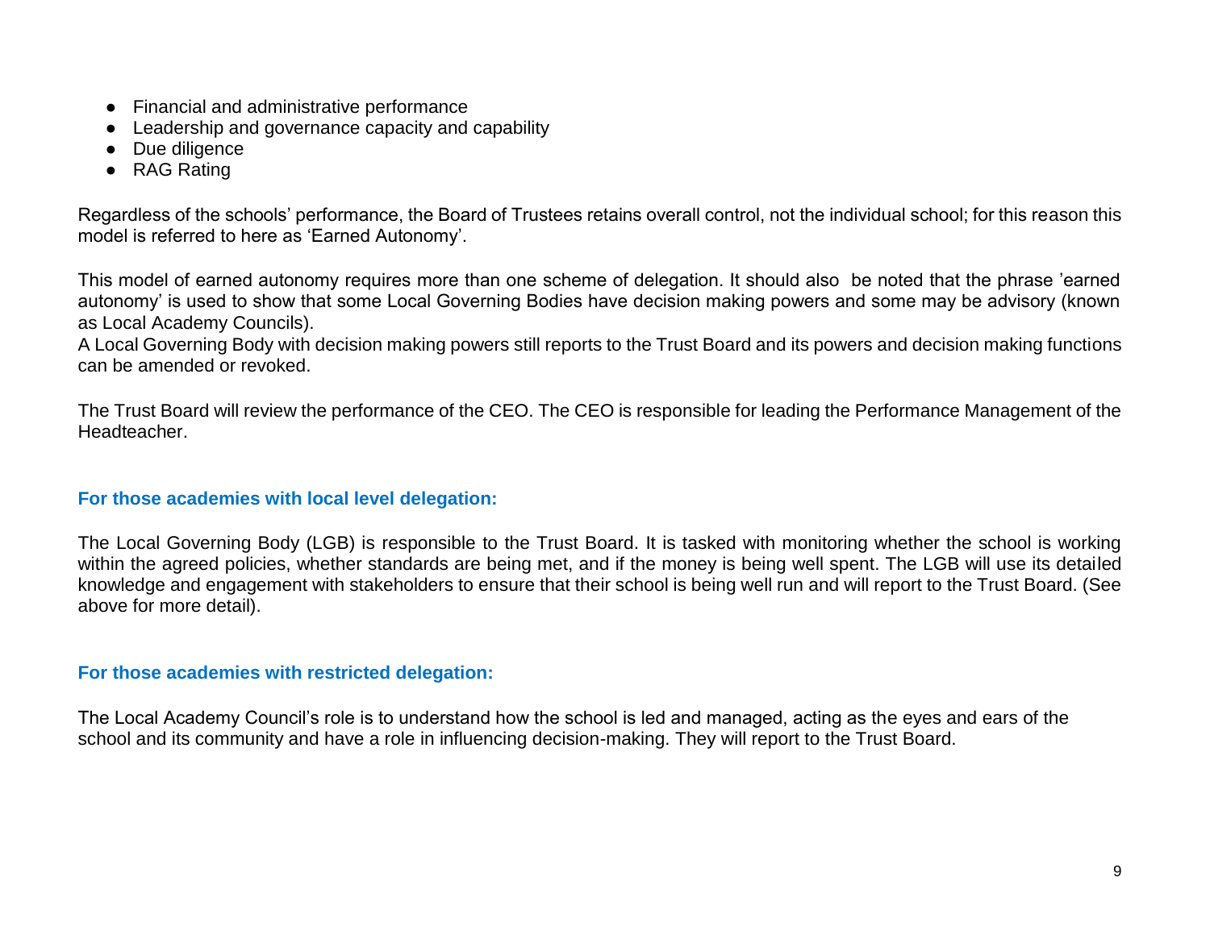- Financial and administrative performance
- Leadership and governance capacity and capability
- Due diligence
- RAG Rating

Regardless of the schools' performance, the Board of Trustees retains overall control, not the individual school; for this reason this model is referred to here as 'Earned Autonomy'.

This model of earned autonomy requires more than one scheme of delegation. It should also be noted that the phrase 'earned autonomy' is used to show that some Local Governing Bodies have decision making powers and some may be advisory (known as Local Academy Councils).
A Local Governing Body with decision making powers still reports to the Trust Board and its powers and decision making functions can be amended or revoked.

The Trust Board will review the performance of the CEO. The CEO is responsible for leading the Performance Management of the Headteacher.

### For those academies with local level delegation:

The Local Governing Body (LGB) is responsible to the Trust Board. It is tasked with monitoring whether the school is working within the agreed policies, whether standards are being met, and if the money is being well spent. The LGB will use its detailed knowledge and engagement with stakeholders to ensure that their school is being well run and will report to the Trust Board. (See above for more detail).

### For those academies with restricted delegation:

The Local Academy Council's role is to understand how the school is led and managed, acting as the eyes and ears of the school and its community and have a role in influencing decision-making. They will report to the Trust Board.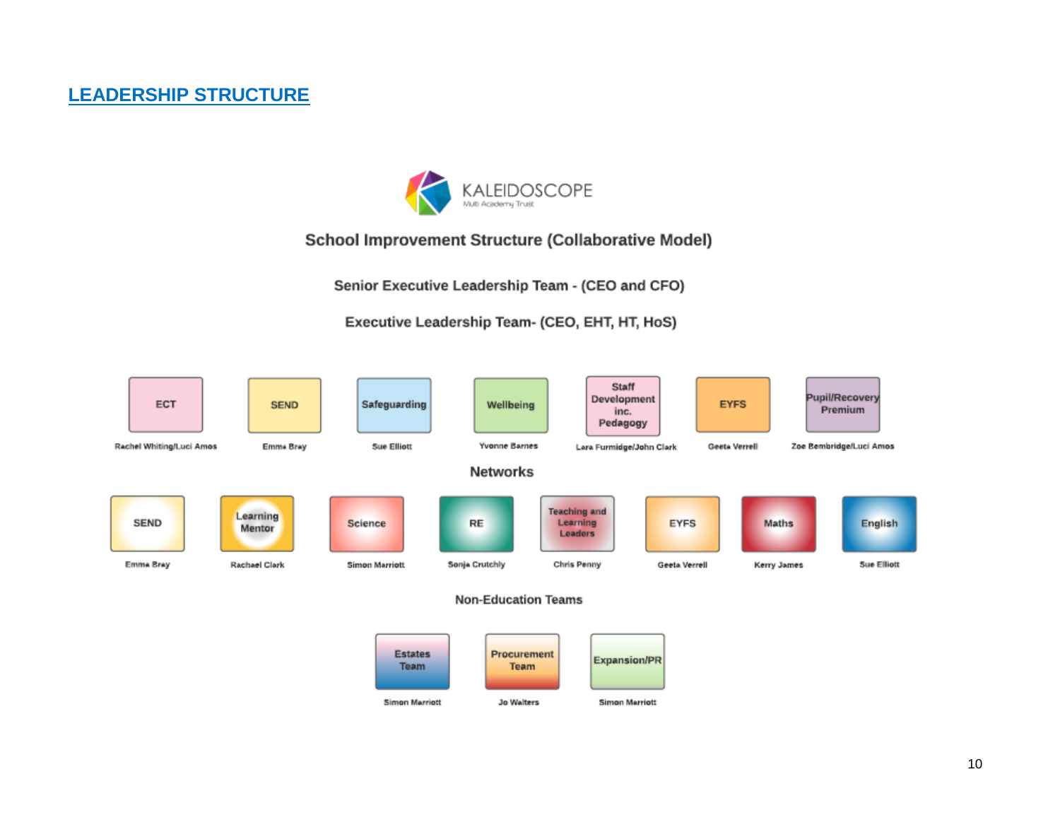## LEADERSHIP STRUCTURE

KALEIDOSCOPE
Multi Academy Trust

### School Improvement Structure (Collaborative Model)

**Senior Executive Leadership Team - (CEO and CFO)**

**Executive Leadership Team- (CEO, EHT, HT, HoS)**

| ECT | SEND | Safeguarding | Wellbeing | Staff Development inc. Pedagogy | EYFS | Pupil/Recovery Premium |
|---|---|---|---|---|---|---|
| Rachel Whiting/Luci Amos | Emma Bray | Sue Elliott | Yvonne Barnes | Lara Furmidge/John Clark | Geeta Verrell | Zoe Bembridge/Luci Amos |

**Networks**

| SEND | Learning Mentor | Science | RE | Teaching and Learning Leaders | EYFS | Maths | English |
|---|---|---|---|---|---|---|---|
| Emma Bray | Rachael Clark | Simon Marriott | Sonja Crutchly | Chris Penny | Geeta Verrell | Kerry James | Sue Elliott |

**Non-Education Teams**

| Estates Team | Procurement Team | Expansion/PR |
|---|---|---|
| Simon Marriott | Jo Walters | Simon Marriott |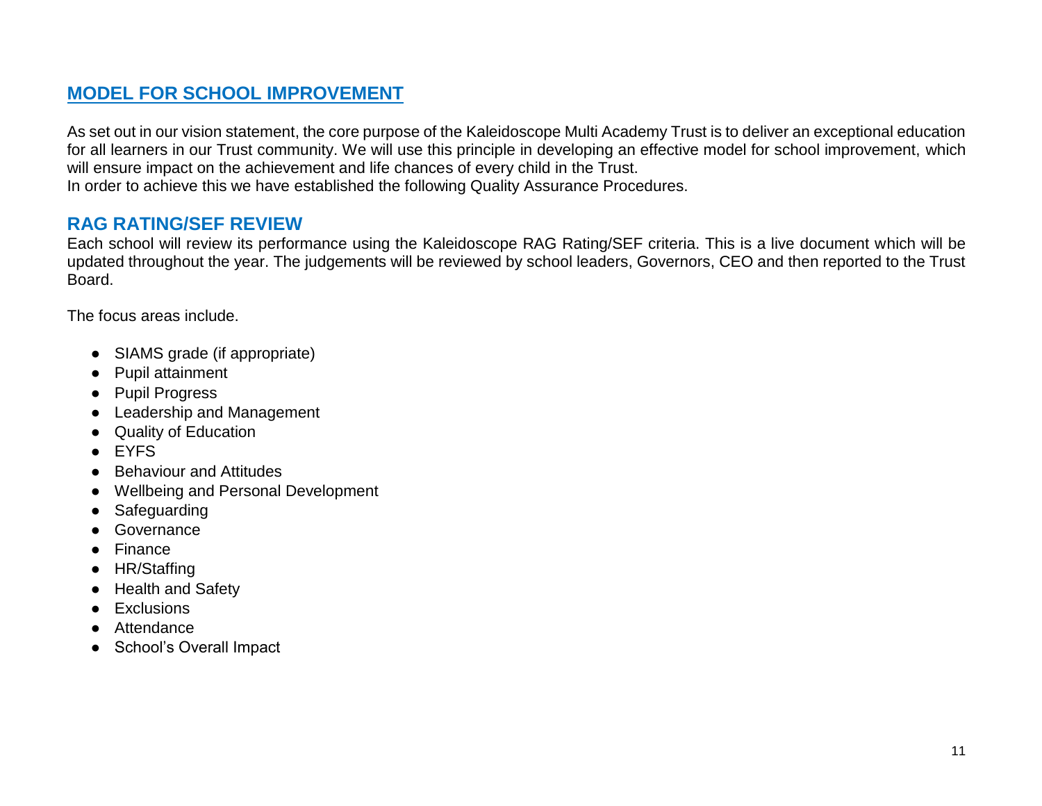## MODEL FOR SCHOOL IMPROVEMENT

As set out in our vision statement, the core purpose of the Kaleidoscope Multi Academy Trust is to deliver an exceptional education for all learners in our Trust community. We will use this principle in developing an effective model for school improvement, which will ensure impact on the achievement and life chances of every child in the Trust.
In order to achieve this we have established the following Quality Assurance Procedures.

### RAG RATING/SEF REVIEW

Each school will review its performance using the Kaleidoscope RAG Rating/SEF criteria. This is a live document which will be updated throughout the year. The judgements will be reviewed by school leaders, Governors, CEO and then reported to the Trust Board.

The focus areas include.

- SIAMS grade (if appropriate)
- Pupil attainment
- Pupil Progress
- Leadership and Management
- Quality of Education
- EYFS
- Behaviour and Attitudes
- Wellbeing and Personal Development
- Safeguarding
- Governance
- Finance
- HR/Staffing
- Health and Safety
- Exclusions
- Attendance
- School's Overall Impact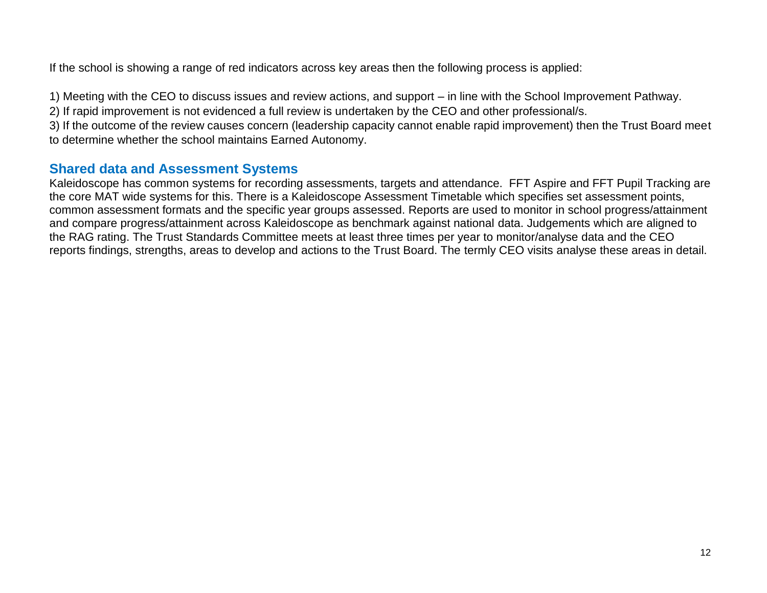If the school is showing a range of red indicators across key areas then the following process is applied:

1) Meeting with the CEO to discuss issues and review actions, and support – in line with the School Improvement Pathway.
2) If rapid improvement is not evidenced a full review is undertaken by the CEO and other professional/s.
3) If the outcome of the review causes concern (leadership capacity cannot enable rapid improvement) then the Trust Board meet to determine whether the school maintains Earned Autonomy.

## Shared data and Assessment Systems

Kaleidoscope has common systems for recording assessments, targets and attendance.  FFT Aspire and FFT Pupil Tracking are the core MAT wide systems for this. There is a Kaleidoscope Assessment Timetable which specifies set assessment points, common assessment formats and the specific year groups assessed. Reports are used to monitor in school progress/attainment and compare progress/attainment across Kaleidoscope as benchmark against national data. Judgements which are aligned to the RAG rating. The Trust Standards Committee meets at least three times per year to monitor/analyse data and the CEO reports findings, strengths, areas to develop and actions to the Trust Board. The termly CEO visits analyse these areas in detail.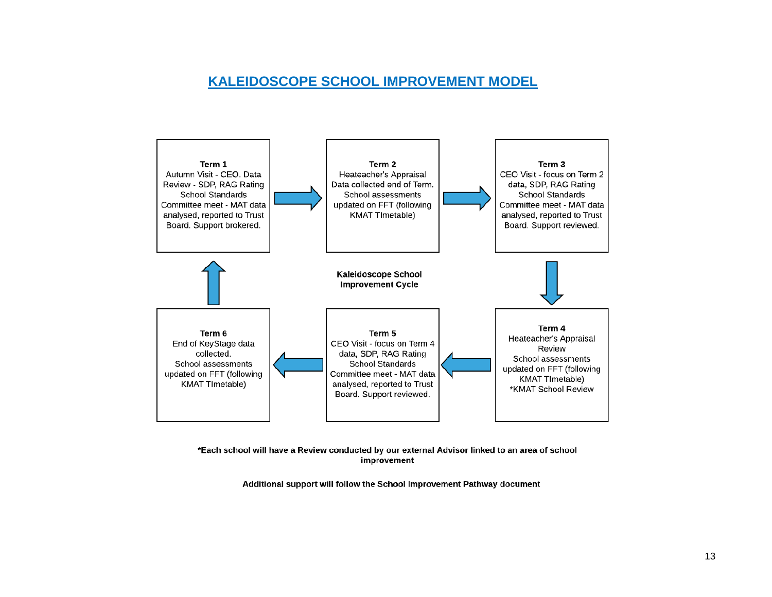# KALEIDOSCOPE SCHOOL IMPROVEMENT MODEL

**Kaleidoscope School Improvement Cycle**

**Term 1**
Autumn Visit - CEO. Data Review - SDP, RAG Rating
School Standards Committee meet - MAT data analysed, reported to Trust Board. Support brokered.

**Term 2**
Heateacher's Appraisal
Data collected end of Term.
School assessments updated on FFT (following KMAT TImetable)

**Term 3**
CEO Visit - focus on Term 2 data, SDP, RAG Rating
School Standards Committee meet - MAT data analysed, reported to Trust Board. Support reviewed.

**Term 4**
Heateacher's Appraisal Review
School assessments updated on FFT (following KMAT TImetable)
*KMAT School Review

**Term 5**
CEO Visit - focus on Term 4 data, SDP, RAG Rating
School Standards Committee meet - MAT data analysed, reported to Trust Board. Support reviewed.

**Term 6**
End of KeyStage data collected.
School assessments updated on FFT (following KMAT TImetable)

**\*Each school will have a Review conducted by our external Advisor linked to an area of school improvement**

**Additional support will follow the School Improvement Pathway document**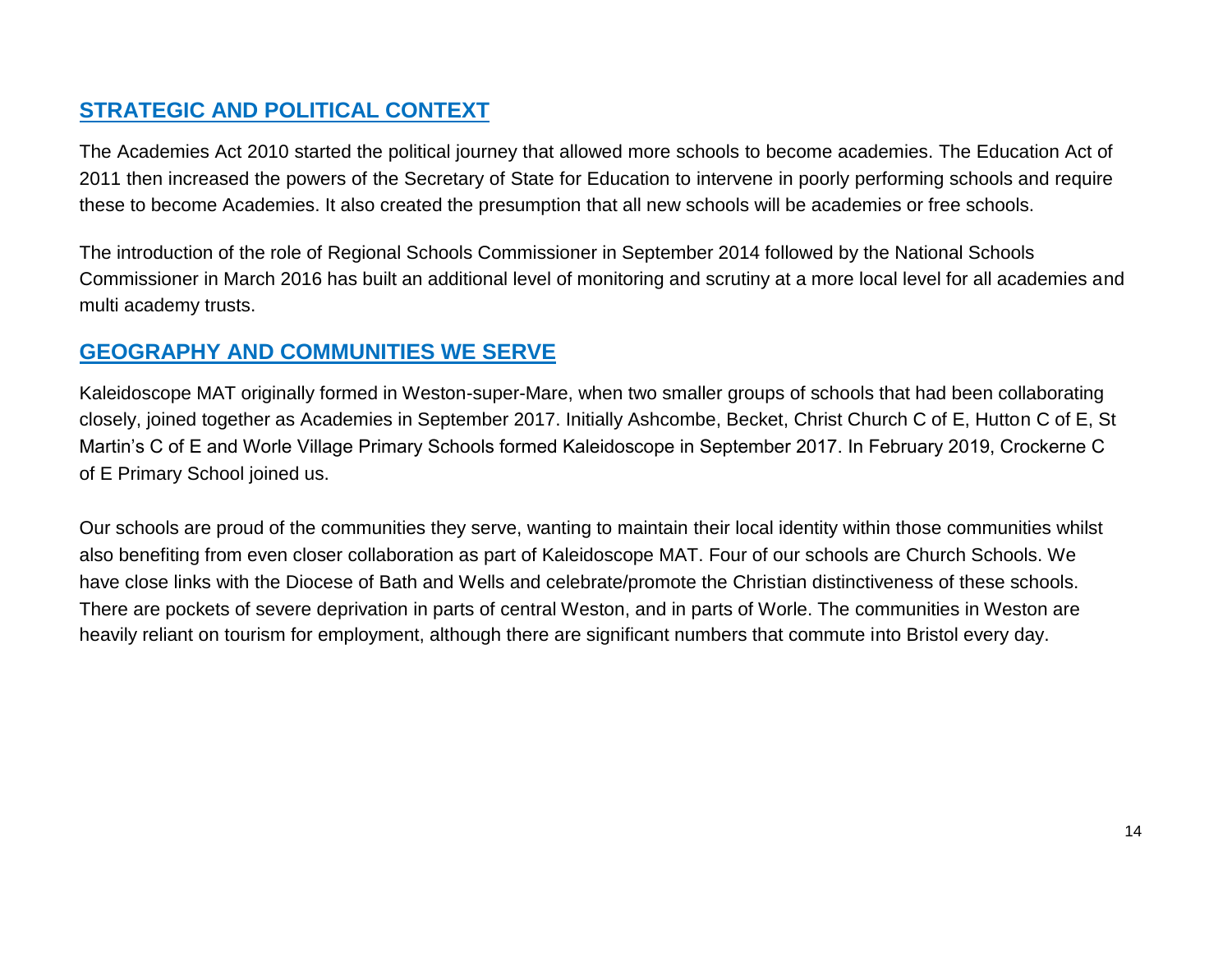## STRATEGIC AND POLITICAL CONTEXT

The Academies Act 2010 started the political journey that allowed more schools to become academies. The Education Act of 2011 then increased the powers of the Secretary of State for Education to intervene in poorly performing schools and require these to become Academies. It also created the presumption that all new schools will be academies or free schools.

The introduction of the role of Regional Schools Commissioner in September 2014 followed by the National Schools Commissioner in March 2016 has built an additional level of monitoring and scrutiny at a more local level for all academies and multi academy trusts.

## GEOGRAPHY AND COMMUNITIES WE SERVE

Kaleidoscope MAT originally formed in Weston-super-Mare, when two smaller groups of schools that had been collaborating closely, joined together as Academies in September 2017. Initially Ashcombe, Becket, Christ Church C of E, Hutton C of E, St Martin's C of E and Worle Village Primary Schools formed Kaleidoscope in September 2017. In February 2019, Crockerne C of E Primary School joined us.

Our schools are proud of the communities they serve, wanting to maintain their local identity within those communities whilst also benefiting from even closer collaboration as part of Kaleidoscope MAT. Four of our schools are Church Schools. We have close links with the Diocese of Bath and Wells and celebrate/promote the Christian distinctiveness of these schools. There are pockets of severe deprivation in parts of central Weston, and in parts of Worle. The communities in Weston are heavily reliant on tourism for employment, although there are significant numbers that commute into Bristol every day.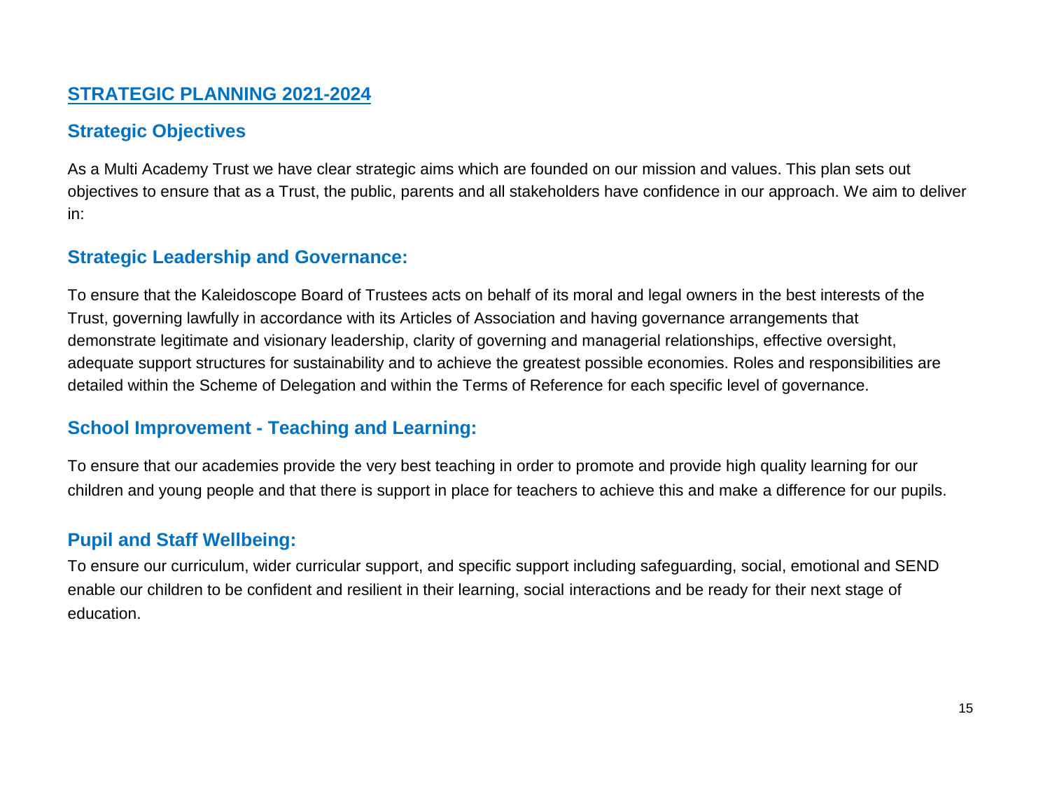## STRATEGIC PLANNING 2021-2024

### Strategic Objectives

As a Multi Academy Trust we have clear strategic aims which are founded on our mission and values. This plan sets out objectives to ensure that as a Trust, the public, parents and all stakeholders have confidence in our approach. We aim to deliver in:

### Strategic Leadership and Governance:

To ensure that the Kaleidoscope Board of Trustees acts on behalf of its moral and legal owners in the best interests of the Trust, governing lawfully in accordance with its Articles of Association and having governance arrangements that demonstrate legitimate and visionary leadership, clarity of governing and managerial relationships, effective oversight, adequate support structures for sustainability and to achieve the greatest possible economies. Roles and responsibilities are detailed within the Scheme of Delegation and within the Terms of Reference for each specific level of governance.

### School Improvement - Teaching and Learning:

To ensure that our academies provide the very best teaching in order to promote and provide high quality learning for our children and young people and that there is support in place for teachers to achieve this and make a difference for our pupils.

### Pupil and Staff Wellbeing:

To ensure our curriculum, wider curricular support, and specific support including safeguarding, social, emotional and SEND enable our children to be confident and resilient in their learning, social interactions and be ready for their next stage of education.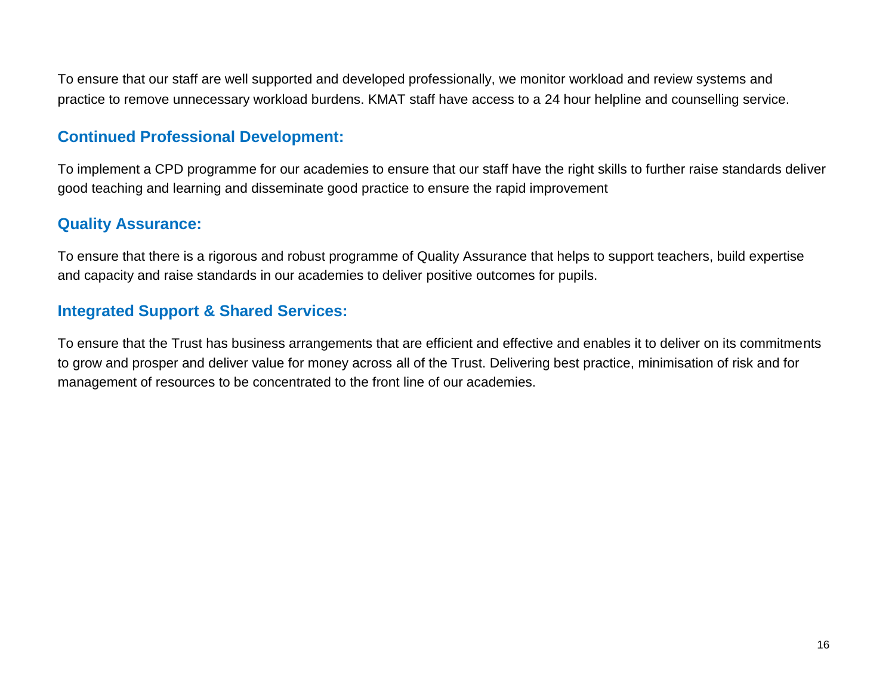To ensure that our staff are well supported and developed professionally, we monitor workload and review systems and practice to remove unnecessary workload burdens. KMAT staff have access to a 24 hour helpline and counselling service.

## Continued Professional Development:

To implement a CPD programme for our academies to ensure that our staff have the right skills to further raise standards deliver good teaching and learning and disseminate good practice to ensure the rapid improvement

## Quality Assurance:

To ensure that there is a rigorous and robust programme of Quality Assurance that helps to support teachers, build expertise and capacity and raise standards in our academies to deliver positive outcomes for pupils.

## Integrated Support & Shared Services:

To ensure that the Trust has business arrangements that are efficient and effective and enables it to deliver on its commitments to grow and prosper and deliver value for money across all of the Trust. Delivering best practice, minimisation of risk and for management of resources to be concentrated to the front line of our academies.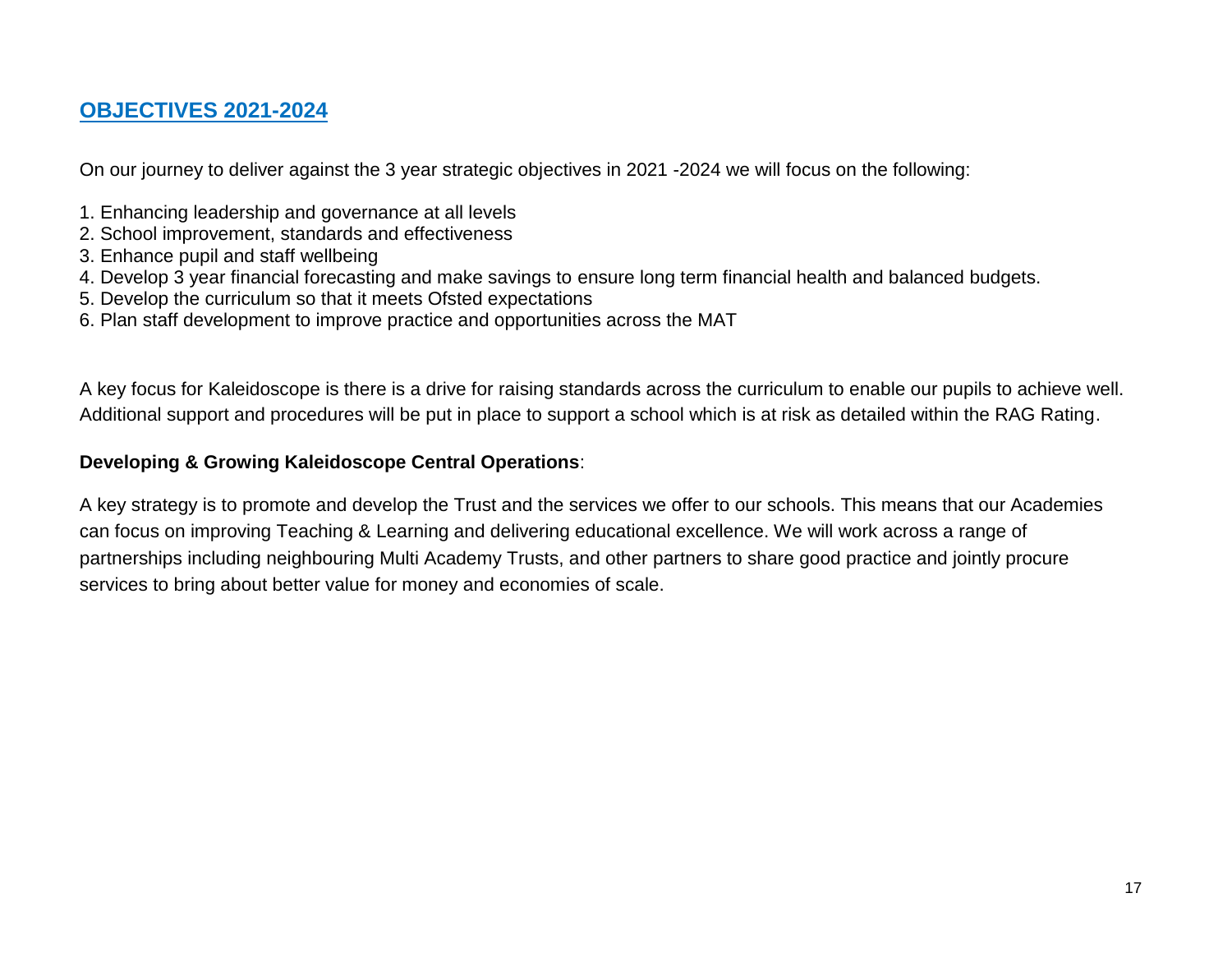## OBJECTIVES 2021-2024

On our journey to deliver against the 3 year strategic objectives in 2021 -2024 we will focus on the following:

1. Enhancing leadership and governance at all levels
2. School improvement, standards and effectiveness
3. Enhance pupil and staff wellbeing
4. Develop 3 year financial forecasting and make savings to ensure long term financial health and balanced budgets.
5. Develop the curriculum so that it meets Ofsted expectations
6. Plan staff development to improve practice and opportunities across the MAT

A key focus for Kaleidoscope is there is a drive for raising standards across the curriculum to enable our pupils to achieve well. Additional support and procedures will be put in place to support a school which is at risk as detailed within the RAG Rating.

**Developing & Growing Kaleidoscope Central Operations**:

A key strategy is to promote and develop the Trust and the services we offer to our schools. This means that our Academies can focus on improving Teaching & Learning and delivering educational excellence. We will work across a range of partnerships including neighbouring Multi Academy Trusts, and other partners to share good practice and jointly procure services to bring about better value for money and economies of scale.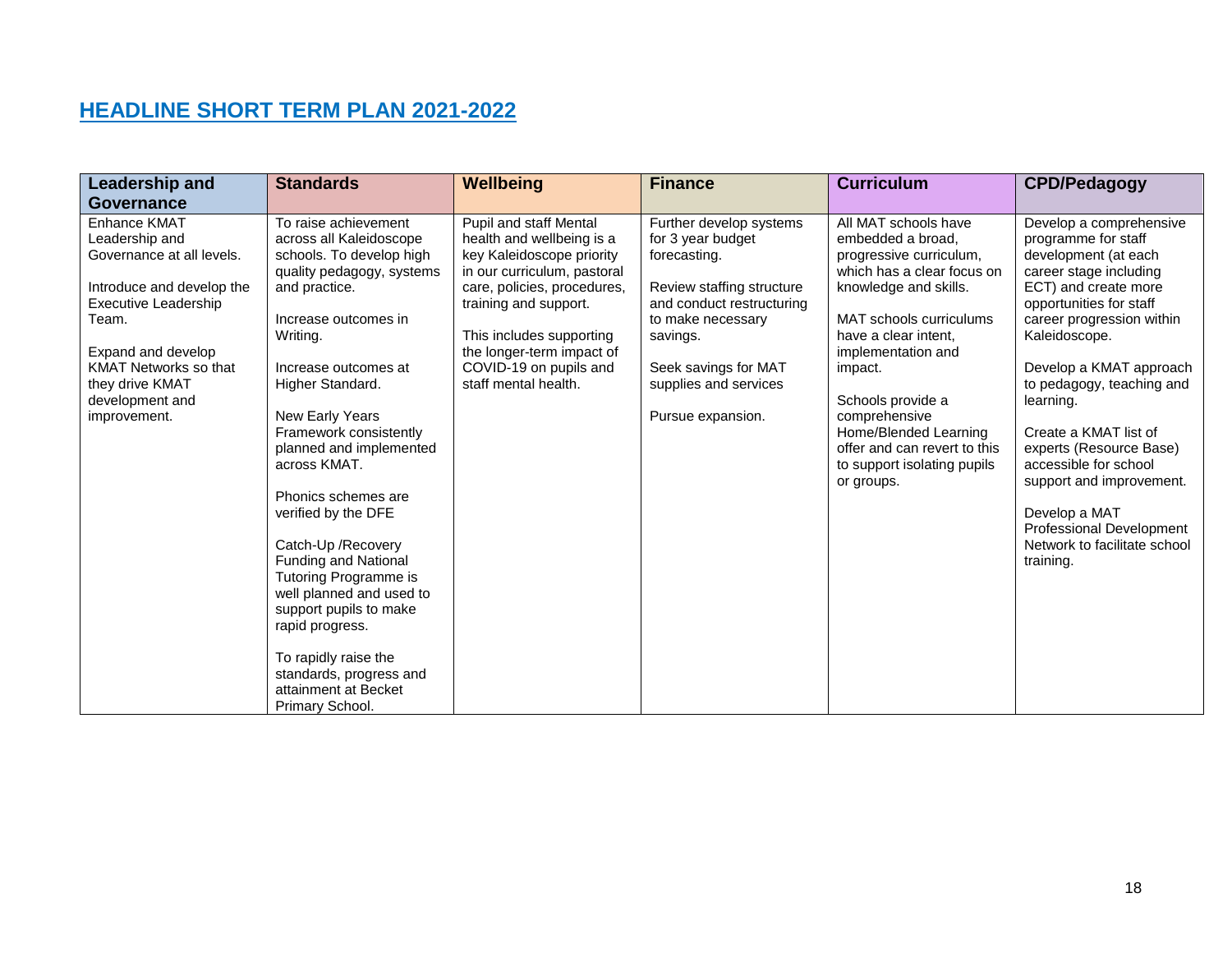## HEADLINE SHORT TERM PLAN 2021-2022

| Leadership and Governance | Standards | Wellbeing | Finance | Curriculum | CPD/Pedagogy |
|---|---|---|---|---|---|
| Enhance KMAT Leadership and Governance at all levels.<br><br>Introduce and develop the Executive Leadership Team.<br><br>Expand and develop KMAT Networks so that they drive KMAT development and improvement. | To raise achievement across all Kaleidoscope schools. To develop high quality pedagogy, systems and practice.<br><br>Increase outcomes in Writing.<br><br>Increase outcomes at Higher Standard.<br><br>New Early Years Framework consistently planned and implemented across KMAT.<br><br>Phonics schemes are verified by the DFE<br><br>Catch-Up /Recovery Funding and National Tutoring Programme is well planned and used to support pupils to make rapid progress.<br><br>To rapidly raise the standards, progress and attainment at Becket Primary School. | Pupil and staff Mental health and wellbeing is a key Kaleidoscope priority in our curriculum, pastoral care, policies, procedures, training and support.<br><br>This includes supporting the longer-term impact of COVID-19 on pupils and staff mental health. | Further develop systems for 3 year budget forecasting.<br><br>Review staffing structure and conduct restructuring to make necessary savings.<br><br>Seek savings for MAT supplies and services<br><br>Pursue expansion. | All MAT schools have embedded a broad, progressive curriculum, which has a clear focus on knowledge and skills.<br><br>MAT schools curriculums have a clear intent, implementation and impact.<br><br>Schools provide a comprehensive Home/Blended Learning offer and can revert to this to support isolating pupils or groups. | Develop a comprehensive programme for staff development (at each career stage including ECT) and create more opportunities for staff career progression within Kaleidoscope.<br><br>Develop a KMAT approach to pedagogy, teaching and learning.<br><br>Create a KMAT list of experts (Resource Base) accessible for school support and improvement.<br><br>Develop a MAT Professional Development Network to facilitate school training. |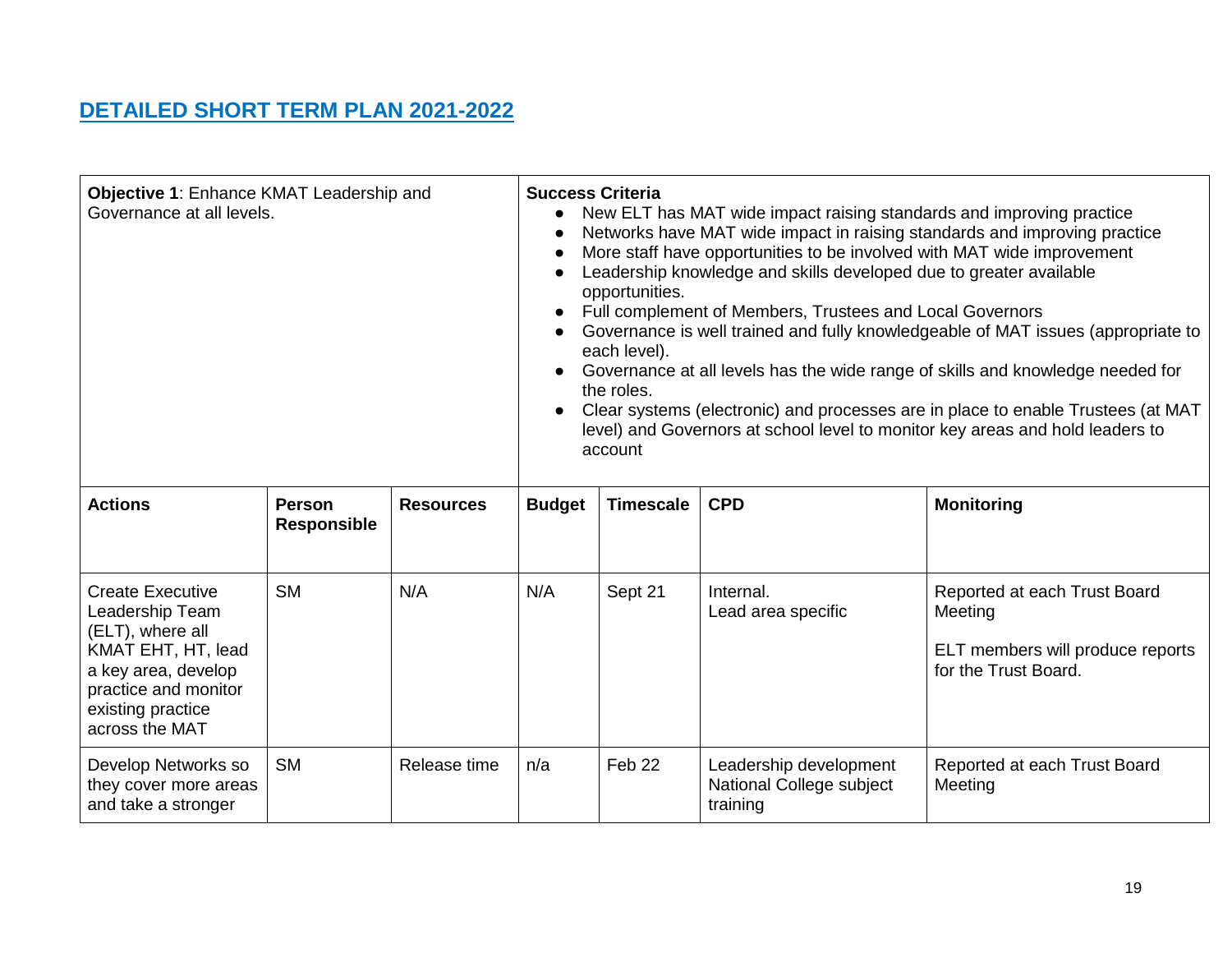## DETAILED SHORT TERM PLAN 2021-2022

| **Objective 1**: Enhance KMAT Leadership and Governance at all levels. | | | **Success Criteria**<br>• New ELT has MAT wide impact raising standards and improving practice<br>• Networks have MAT wide impact in raising standards and improving practice<br>• More staff have opportunities to be involved with MAT wide improvement<br>• Leadership knowledge and skills developed due to greater available opportunities.<br>• Full complement of Members, Trustees and Local Governors<br>• Governance is well trained and fully knowledgeable of MAT issues (appropriate to each level).<br>• Governance at all levels has the wide range of skills and knowledge needed for the roles.<br>• Clear systems (electronic) and processes are in place to enable Trustees (at MAT level) and Governors at school level to monitor key areas and hold leaders to account | | | |
|---|---|---|---|---|---|---|
| **Actions** | **Person Responsible** | **Resources** | **Budget** | **Timescale** | **CPD** | **Monitoring** |
| Create Executive Leadership Team (ELT), where all KMAT EHT, HT, lead a key area, develop practice and monitor existing practice across the MAT | SM | N/A | N/A | Sept 21 | Internal.<br>Lead area specific | Reported at each Trust Board Meeting<br><br>ELT members will produce reports for the Trust Board. |
| Develop Networks so they cover more areas and take a stronger | SM | Release time | n/a | Feb 22 | Leadership development<br>National College subject training | Reported at each Trust Board Meeting |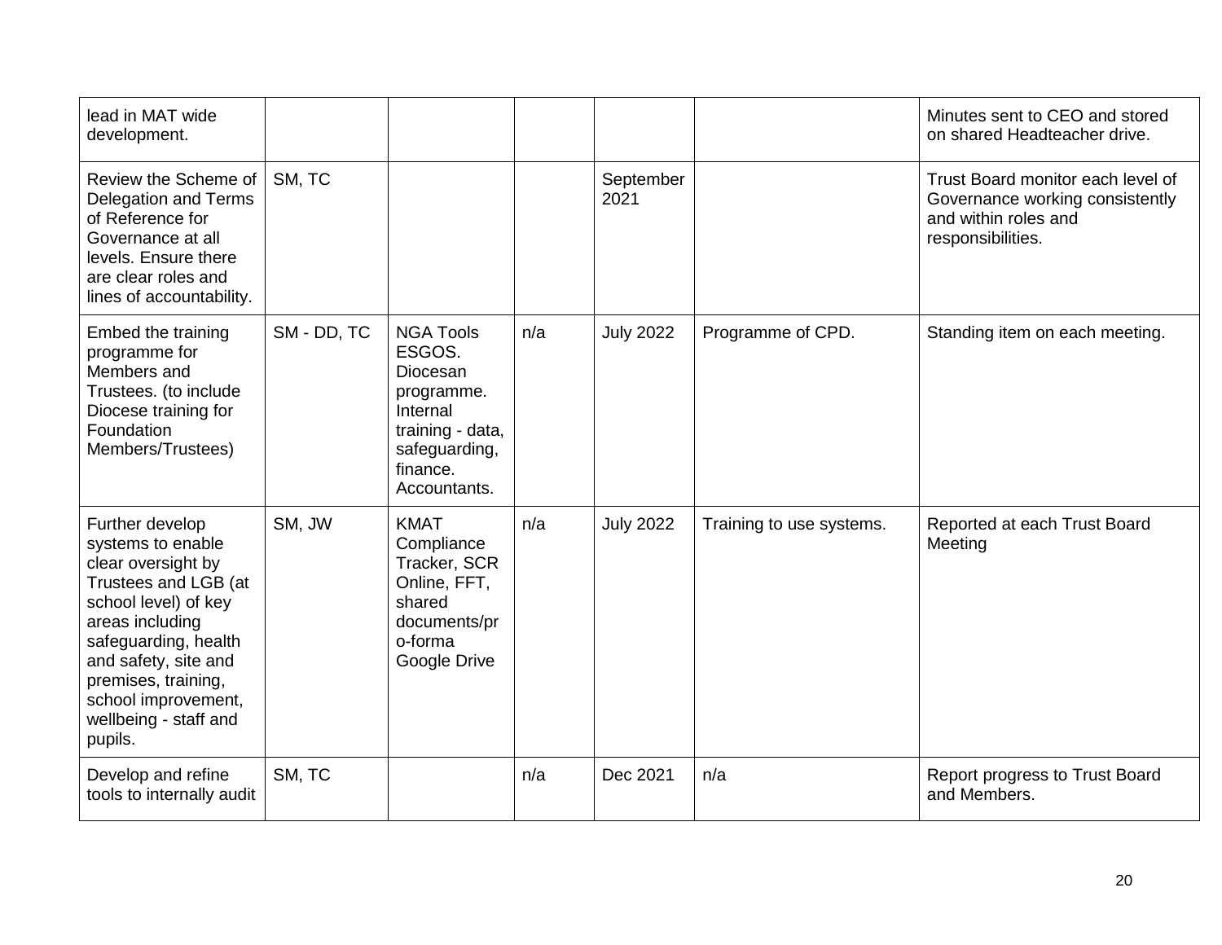| | | | | | | |
|---|---|---|---|---|---|---|
| lead in MAT wide development. | | | | | | Minutes sent to CEO and stored on shared Headteacher drive. |
| Review the Scheme of Delegation and Terms of Reference for Governance at all levels. Ensure there are clear roles and lines of accountability. | SM, TC | | | September 2021 | | Trust Board monitor each level of Governance working consistently and within roles and responsibilities. |
| Embed the training programme for Members and Trustees. (to include Diocese training for Foundation Members/Trustees) | SM - DD, TC | NGA Tools ESGOS. Diocesan programme. Internal training - data, safeguarding, finance. Accountants. | n/a | July 2022 | Programme of CPD. | Standing item on each meeting. |
| Further develop systems to enable clear oversight by Trustees and LGB (at school level) of key areas including safeguarding, health and safety, site and premises, training, school improvement, wellbeing - staff and pupils. | SM, JW | KMAT Compliance Tracker, SCR Online, FFT, shared documents/pro-forma Google Drive | n/a | July 2022 | Training to use systems. | Reported at each Trust Board Meeting |
| Develop and refine tools to internally audit | SM, TC | | n/a | Dec 2021 | n/a | Report progress to Trust Board and Members. |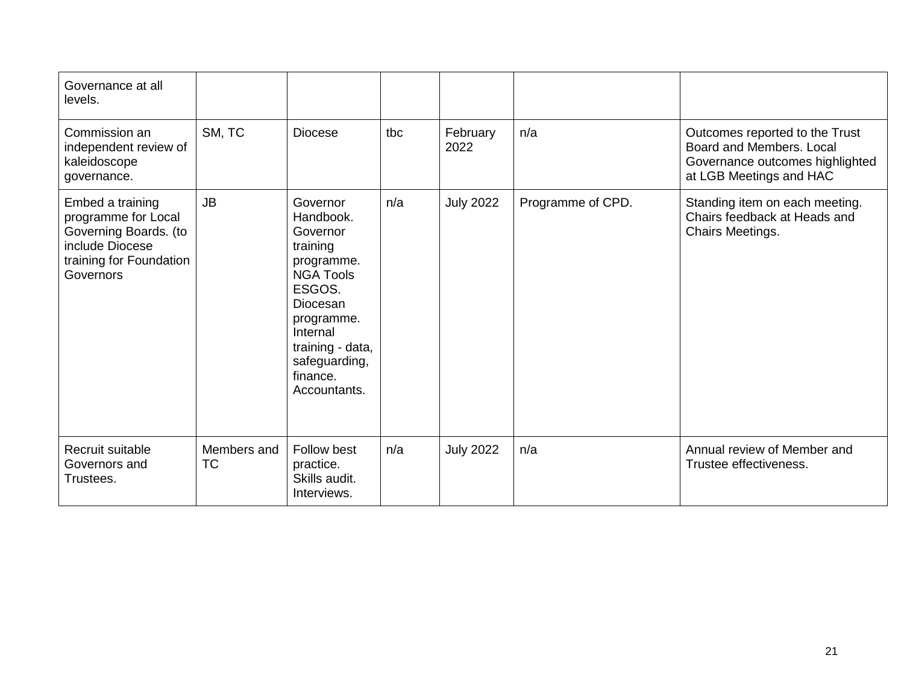| Governance at all levels. | | | | | | |
|---|---|---|---|---|---|---|
| Commission an independent review of kaleidoscope governance. | SM, TC | Diocese | tbc | February 2022 | n/a | Outcomes reported to the Trust Board and Members. Local Governance outcomes highlighted at LGB Meetings and HAC |
| Embed a training programme for Local Governing Boards. (to include Diocese training for Foundation Governors | JB | Governor Handbook. Governor training programme. NGA Tools ESGOS. Diocesan programme. Internal training - data, safeguarding, finance. Accountants. | n/a | July 2022 | Programme of CPD. | Standing item on each meeting. Chairs feedback at Heads and Chairs Meetings. |
| Recruit suitable Governors and Trustees. | Members and TC | Follow best practice. Skills audit. Interviews. | n/a | July 2022 | n/a | Annual review of Member and Trustee effectiveness. |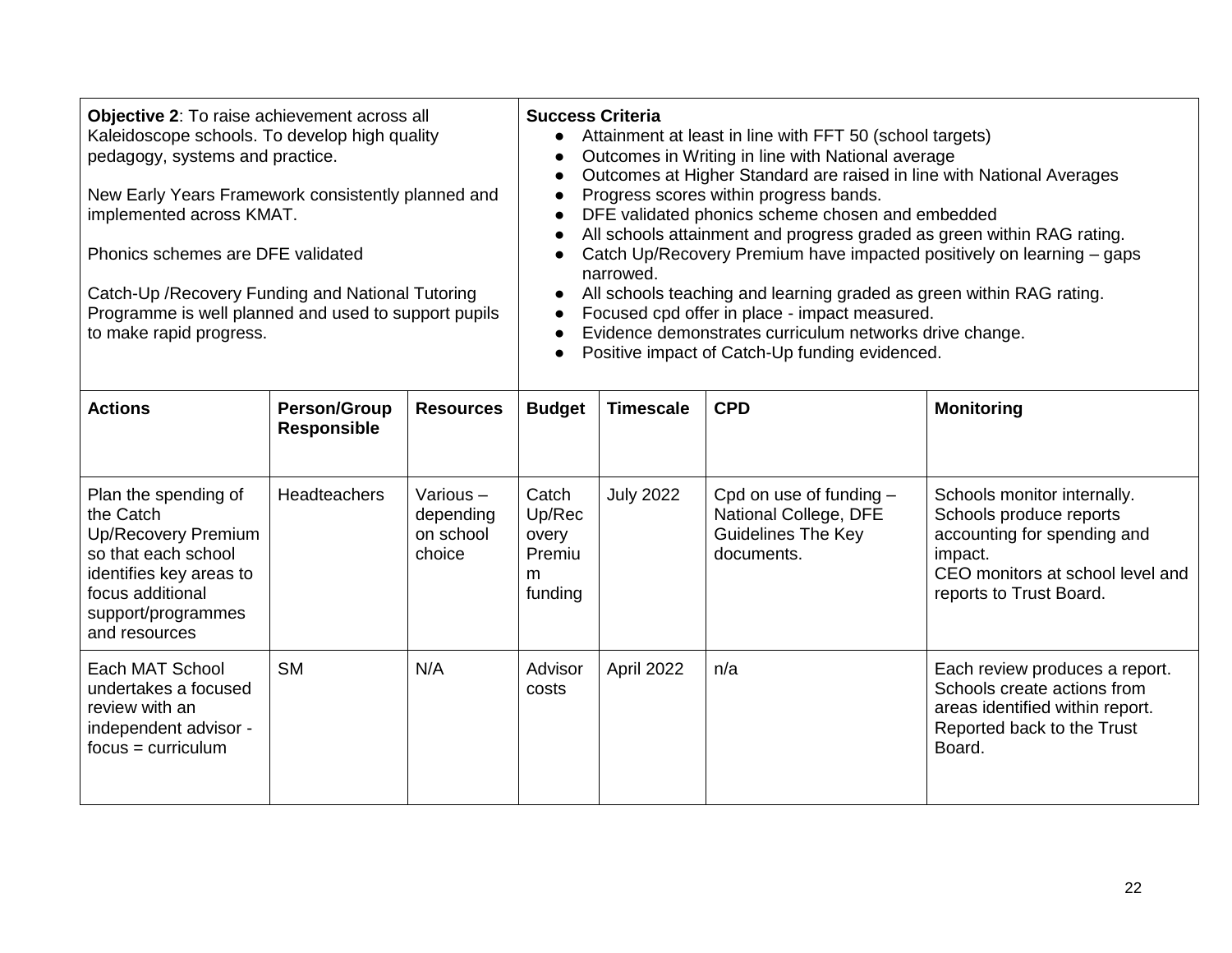| **Objective 2**: To raise achievement across all Kaleidoscope schools. To develop high quality pedagogy, systems and practice.<br><br>New Early Years Framework consistently planned and implemented across KMAT.<br><br>Phonics schemes are DFE validated<br><br>Catch-Up /Recovery Funding and National Tutoring Programme is well planned and used to support pupils to make rapid progress. | | | **Success Criteria**<br>● Attainment at least in line with FFT 50 (school targets)<br>● Outcomes in Writing in line with National average<br>● Outcomes at Higher Standard are raised in line with National Averages<br>● Progress scores within progress bands.<br>● DFE validated phonics scheme chosen and embedded<br>● All schools attainment and progress graded as green within RAG rating.<br>● Catch Up/Recovery Premium have impacted positively on learning – gaps narrowed.<br>● All schools teaching and learning graded as green within RAG rating.<br>● Focused cpd offer in place - impact measured.<br>● Evidence demonstrates curriculum networks drive change.<br>● Positive impact of Catch-Up funding evidenced. | | | |
|---|---|---|---|---|---|---|
| **Actions** | **Person/Group Responsible** | **Resources** | **Budget** | **Timescale** | **CPD** | **Monitoring** |
| Plan the spending of the Catch Up/Recovery Premium so that each school identifies key areas to focus additional support/programmes and resources | Headteachers | Various – depending on school choice | Catch Up/Recovery Premium funding | July 2022 | Cpd on use of funding – National College, DFE Guidelines The Key documents. | Schools monitor internally.<br>Schools produce reports accounting for spending and impact.<br>CEO monitors at school level and reports to Trust Board. |
| Each MAT School undertakes a focused review with an independent advisor - focus = curriculum | SM | N/A | Advisor costs | April 2022 | n/a | Each review produces a report. Schools create actions from areas identified within report. Reported back to the Trust Board. |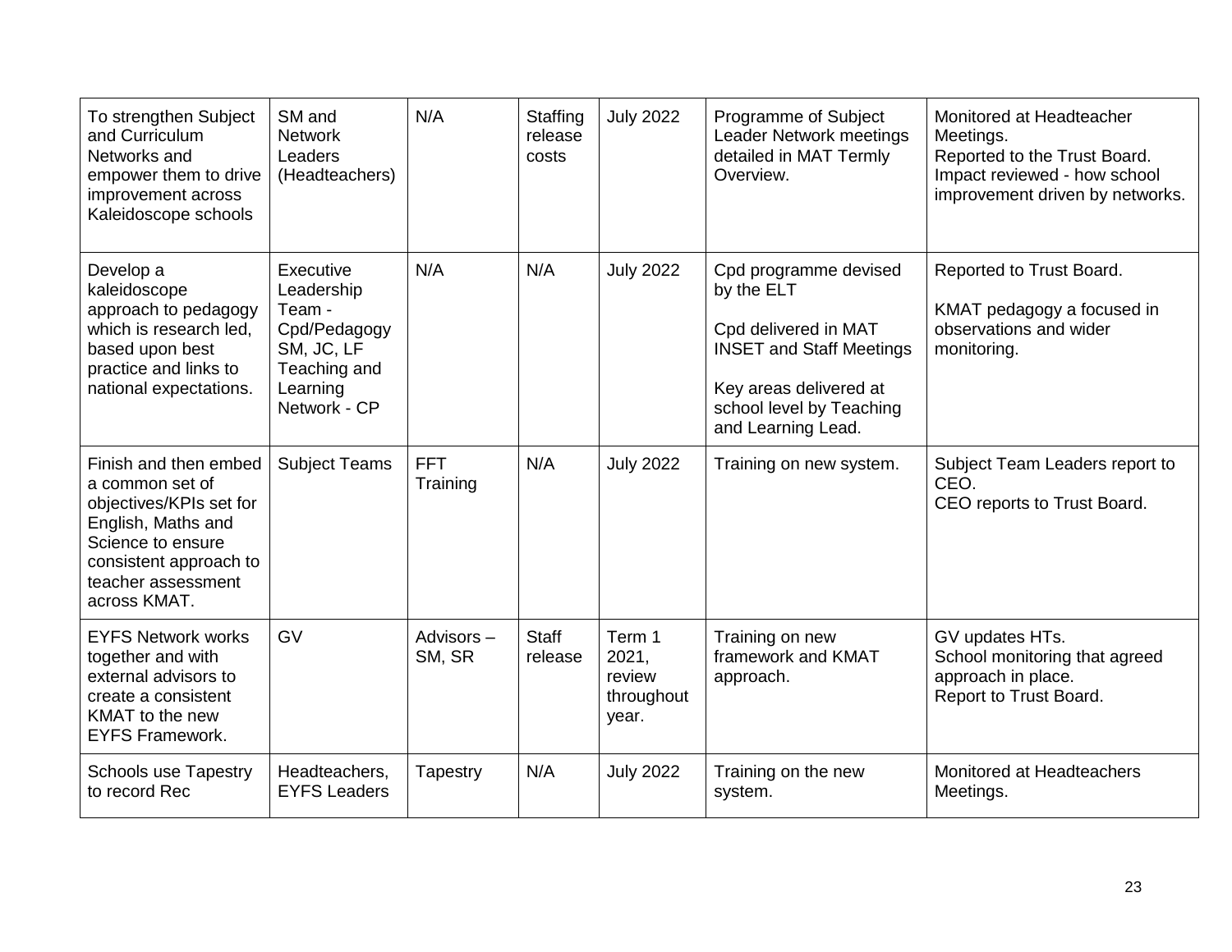| To strengthen Subject and Curriculum Networks and empower them to drive improvement across Kaleidoscope schools | SM and Network Leaders (Headteachers) | N/A | Staffing release costs | July 2022 | Programme of Subject Leader Network meetings detailed in MAT Termly Overview. | Monitored at Headteacher Meetings.<br>Reported to the Trust Board.<br>Impact reviewed - how school improvement driven by networks. |
|---|---|---|---|---|---|---|
| Develop a kaleidoscope approach to pedagogy which is research led, based upon best practice and links to national expectations. | Executive Leadership Team - Cpd/Pedagogy SM, JC, LF Teaching and Learning Network - CP | N/A | N/A | July 2022 | Cpd programme devised by the ELT<br><br>Cpd delivered in MAT INSET and Staff Meetings<br><br>Key areas delivered at school level by Teaching and Learning Lead. | Reported to Trust Board.<br><br>KMAT pedagogy a focused in observations and wider monitoring. |
| Finish and then embed a common set of objectives/KPIs set for English, Maths and Science to ensure consistent approach to teacher assessment across KMAT. | Subject Teams | FFT Training | N/A | July 2022 | Training on new system. | Subject Team Leaders report to CEO.<br>CEO reports to Trust Board. |
| EYFS Network works together and with external advisors to create a consistent KMAT to the new EYFS Framework. | GV | Advisors – SM, SR | Staff release | Term 1 2021, review throughout year. | Training on new framework and KMAT approach. | GV updates HTs.<br>School monitoring that agreed approach in place.<br>Report to Trust Board. |
| Schools use Tapestry to record Rec | Headteachers, EYFS Leaders | Tapestry | N/A | July 2022 | Training on the new system. | Monitored at Headteachers Meetings. |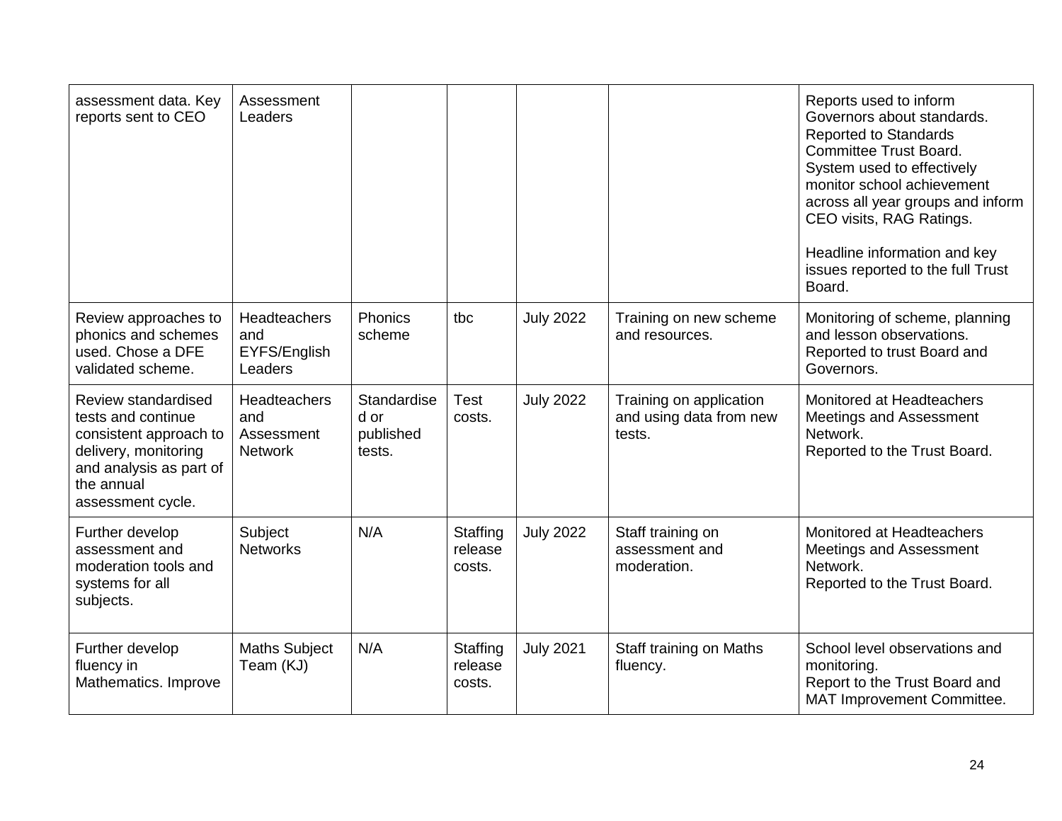| | | | | | | |
|---|---|---|---|---|---|---|
| assessment data. Key reports sent to CEO | Assessment Leaders | | | | | Reports used to inform Governors about standards. Reported to Standards Committee Trust Board. System used to effectively monitor school achievement across all year groups and inform CEO visits, RAG Ratings.<br><br>Headline information and key issues reported to the full Trust Board. |
| Review approaches to phonics and schemes used. Chose a DFE validated scheme. | Headteachers and EYFS/English Leaders | Phonics scheme | tbc | July 2022 | Training on new scheme and resources. | Monitoring of scheme, planning and lesson observations. Reported to trust Board and Governors. |
| Review standardised tests and continue consistent approach to delivery, monitoring and analysis as part of the annual assessment cycle. | Headteachers and Assessment Network | Standardised or published tests. | Test costs. | July 2022 | Training on application and using data from new tests. | Monitored at Headteachers Meetings and Assessment Network.<br>Reported to the Trust Board. |
| Further develop assessment and moderation tools and systems for all subjects. | Subject Networks | N/A | Staffing release costs. | July 2022 | Staff training on assessment and moderation. | Monitored at Headteachers Meetings and Assessment Network.<br>Reported to the Trust Board. |
| Further develop fluency in Mathematics. Improve | Maths Subject Team (KJ) | N/A | Staffing release costs. | July 2021 | Staff training on Maths fluency. | School level observations and monitoring.<br>Report to the Trust Board and MAT Improvement Committee. |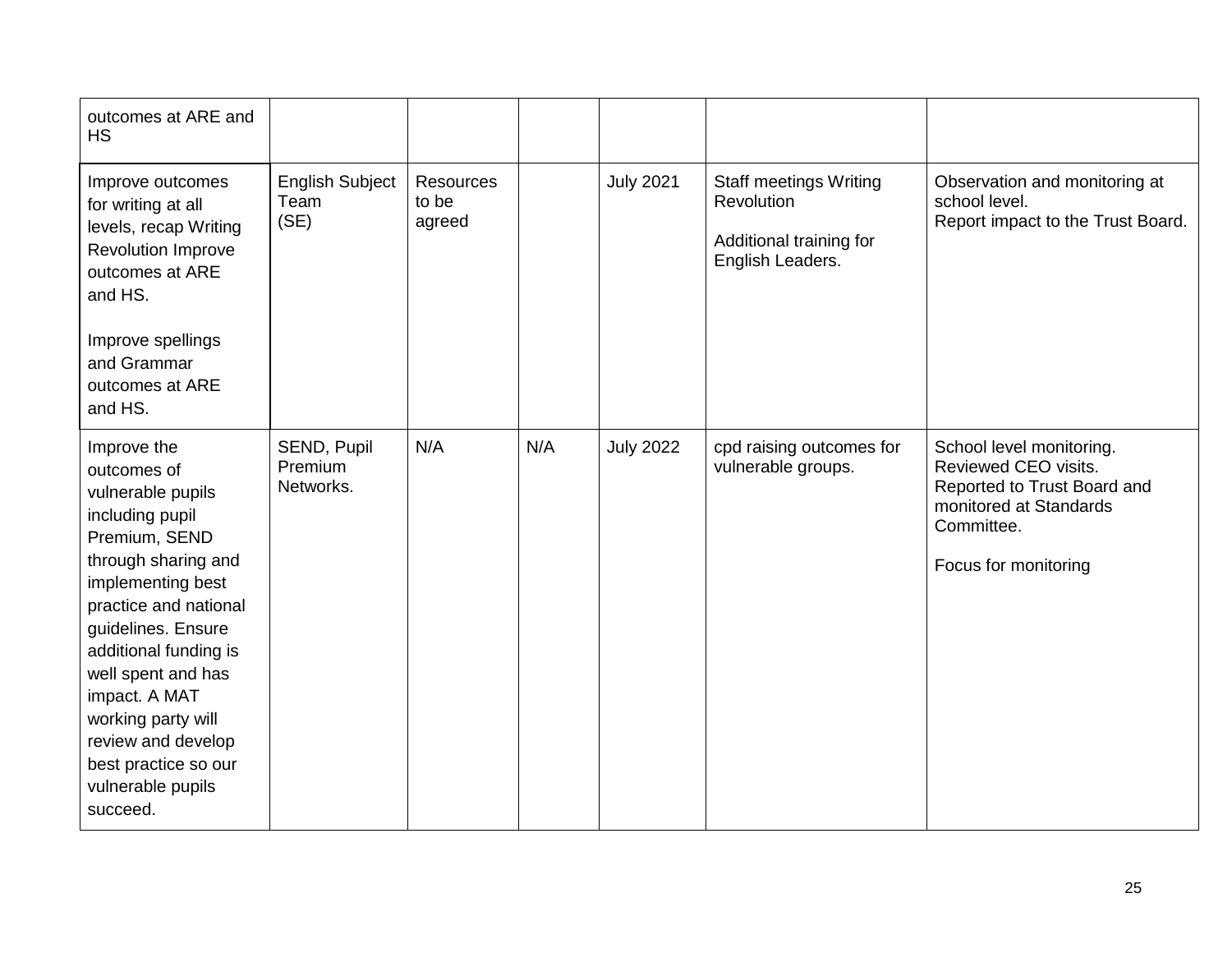| | | | | | | |
|---|---|---|---|---|---|---|
| outcomes at ARE and HS | | | | | | |
| Improve outcomes for writing at all levels, recap Writing Revolution Improve outcomes at ARE and HS.<br><br>Improve spellings and Grammar outcomes at ARE and HS. | English Subject Team (SE) | Resources to be agreed | | July 2021 | Staff meetings Writing Revolution<br><br>Additional training for English Leaders. | Observation and monitoring at school level.<br>Report impact to the Trust Board. |
| Improve the outcomes of vulnerable pupils including pupil Premium, SEND through sharing and implementing best practice and national guidelines. Ensure additional funding is well spent and has impact. A MAT working party will review and develop best practice so our vulnerable pupils succeed. | SEND, Pupil Premium Networks. | N/A | N/A | July 2022 | cpd raising outcomes for vulnerable groups. | School level monitoring.<br>Reviewed CEO visits.<br>Reported to Trust Board and monitored at Standards Committee.<br><br>Focus for monitoring |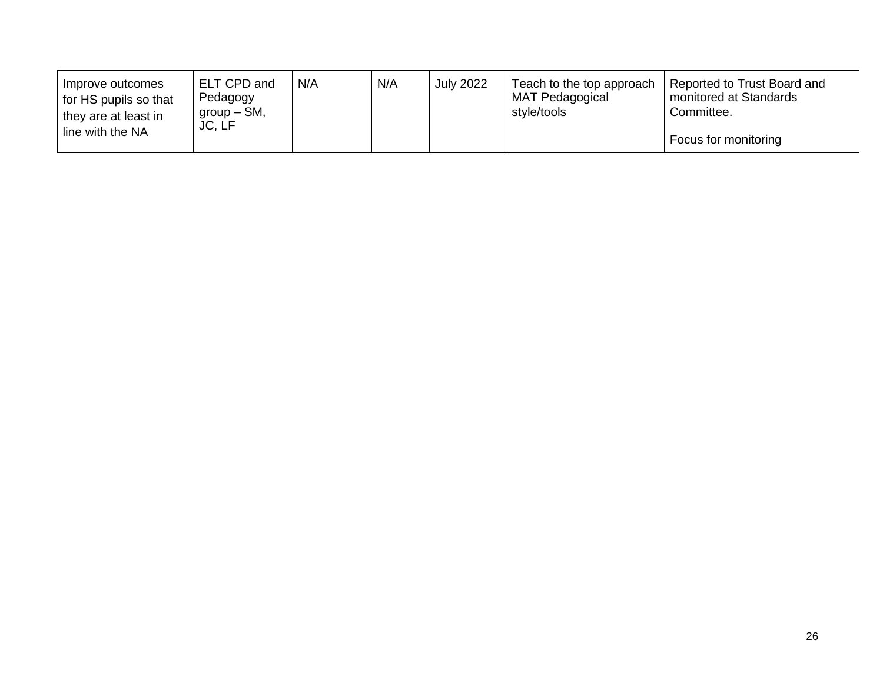| | | | | | | |
|---|---|---|---|---|---|---|
| Improve outcomes for HS pupils so that they are at least in line with the NA | ELT CPD and Pedagogy group – SM, JC, LF | N/A | N/A | July 2022 | Teach to the top approach MAT Pedagogical style/tools | Reported to Trust Board and monitored at Standards Committee.<br><br>Focus for monitoring |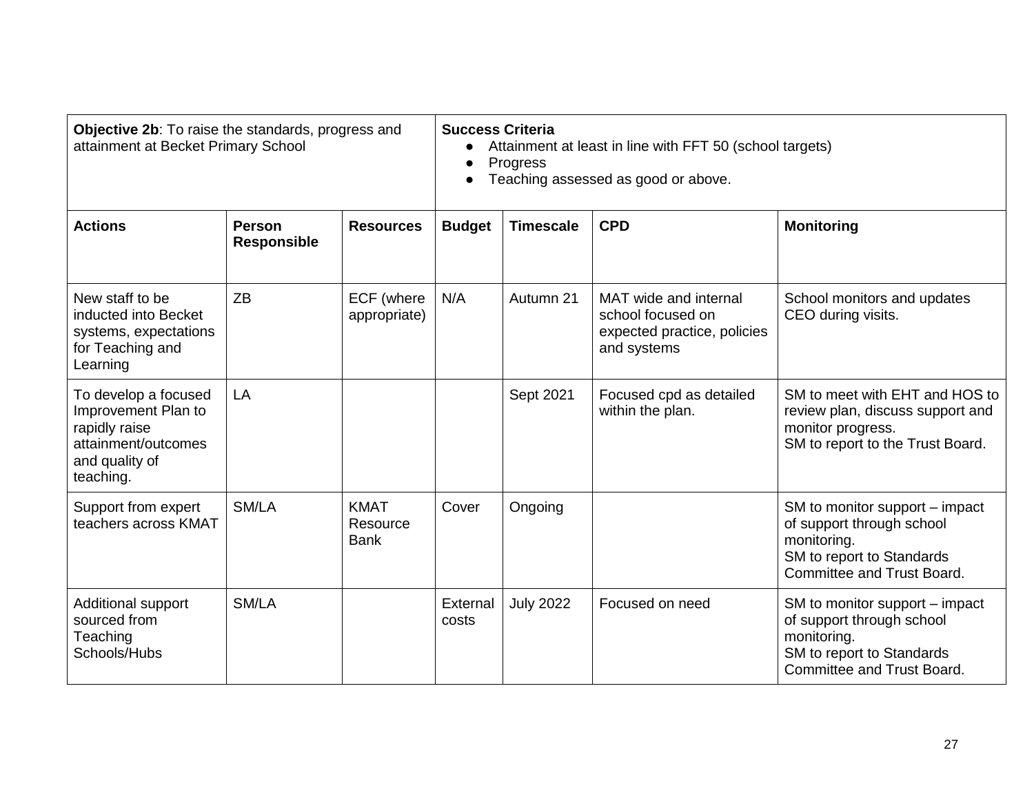| **Objective 2b**: To raise the standards, progress and attainment at Becket Primary School | | | **Success Criteria**<br>• Attainment at least in line with FFT 50 (school targets)<br>• Progress<br>• Teaching assessed as good or above. | | | |
|---|---|---|---|---|---|---|
| **Actions** | **Person Responsible** | **Resources** | **Budget** | **Timescale** | **CPD** | **Monitoring** |
| New staff to be inducted into Becket systems, expectations for Teaching and Learning | ZB | ECF (where appropriate) | N/A | Autumn 21 | MAT wide and internal school focused on expected practice, policies and systems | School monitors and updates CEO during visits. |
| To develop a focused Improvement Plan to rapidly raise attainment/outcomes and quality of teaching. | LA | | | Sept 2021 | Focused cpd as detailed within the plan. | SM to meet with EHT and HOS to review plan, discuss support and monitor progress.<br>SM to report to the Trust Board. |
| Support from expert teachers across KMAT | SM/LA | KMAT Resource Bank | Cover | Ongoing | | SM to monitor support – impact of support through school monitoring.<br>SM to report to Standards Committee and Trust Board. |
| Additional support sourced from Teaching Schools/Hubs | SM/LA | | External costs | July 2022 | Focused on need | SM to monitor support – impact of support through school monitoring.<br>SM to report to Standards Committee and Trust Board. |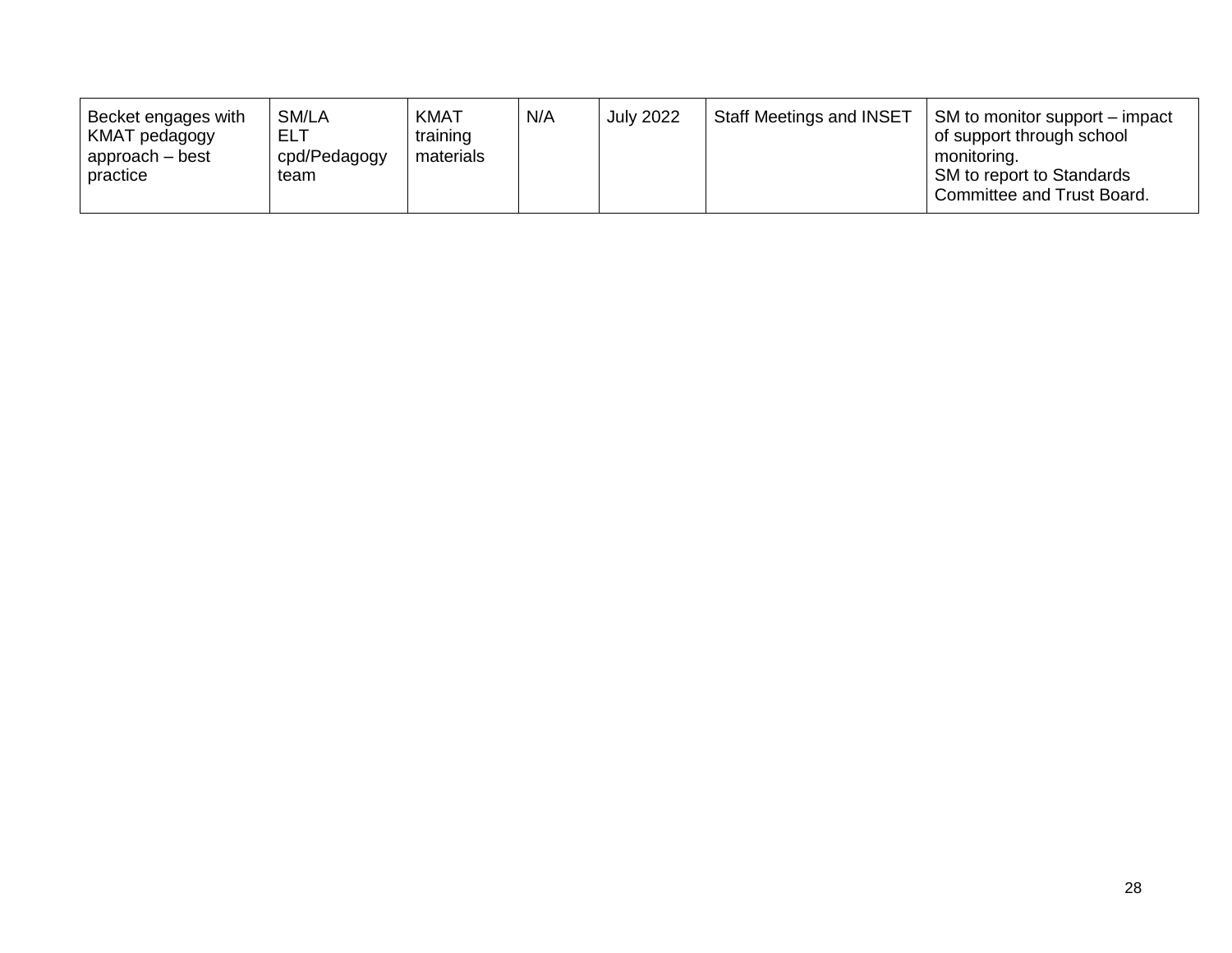| | | | | | | |
|---|---|---|---|---|---|---|
| Becket engages with KMAT pedagogy approach – best practice | SM/LA ELT cpd/Pedagogy team | KMAT training materials | N/A | July 2022 | Staff Meetings and INSET | SM to monitor support – impact of support through school monitoring.<br>SM to report to Standards Committee and Trust Board. |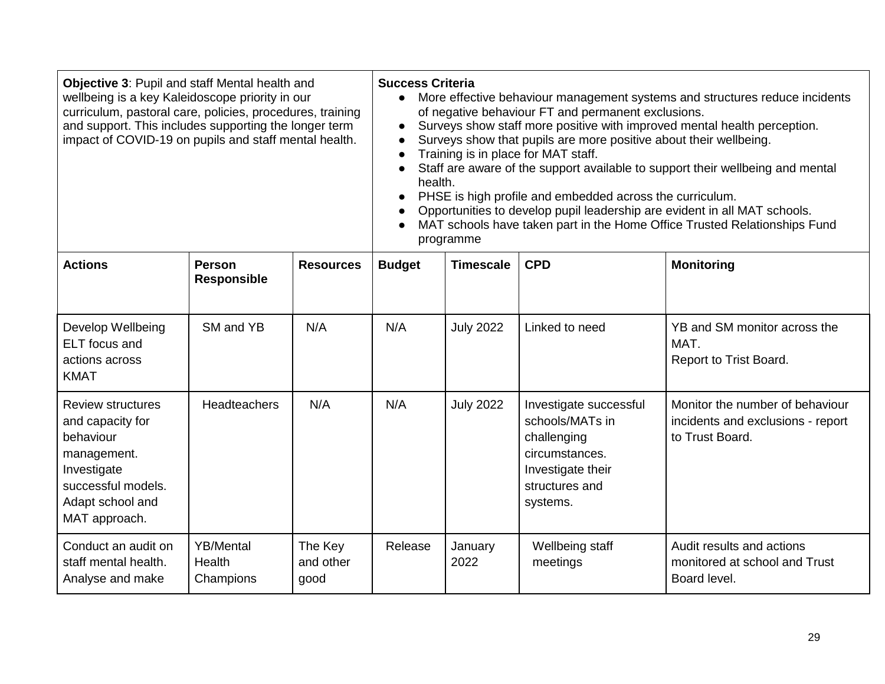| **Objective 3**: Pupil and staff Mental health and wellbeing is a key Kaleidoscope priority in our curriculum, pastoral care, policies, procedures, training and support. This includes supporting the longer term impact of COVID-19 on pupils and staff mental health. | | | **Success Criteria**<br>● More effective behaviour management systems and structures reduce incidents of negative behaviour FT and permanent exclusions.<br>● Surveys show staff more positive with improved mental health perception.<br>● Surveys show that pupils are more positive about their wellbeing.<br>● Training is in place for MAT staff.<br>● Staff are aware of the support available to support their wellbeing and mental health.<br>● PHSE is high profile and embedded across the curriculum.<br>● Opportunities to develop pupil leadership are evident in all MAT schools.<br>● MAT schools have taken part in the Home Office Trusted Relationships Fund programme | | | |
|---|---|---|---|---|---|---|
| **Actions** | **Person Responsible** | **Resources** | **Budget** | **Timescale** | **CPD** | **Monitoring** |
| Develop Wellbeing ELT focus and actions across KMAT | SM and YB | N/A | N/A | July 2022 | Linked to need | YB and SM monitor across the MAT.<br>Report to Trist Board. |
| Review structures and capacity for behaviour management. Investigate successful models. Adapt school and MAT approach. | Headteachers | N/A | N/A | July 2022 | Investigate successful schools/MATs in challenging circumstances. Investigate their structures and systems. | Monitor the number of behaviour incidents and exclusions - report to Trust Board. |
| Conduct an audit on staff mental health. Analyse and make | YB/Mental Health Champions | The Key and other good | Release | January 2022 | Wellbeing staff meetings | Audit results and actions monitored at school and Trust Board level. |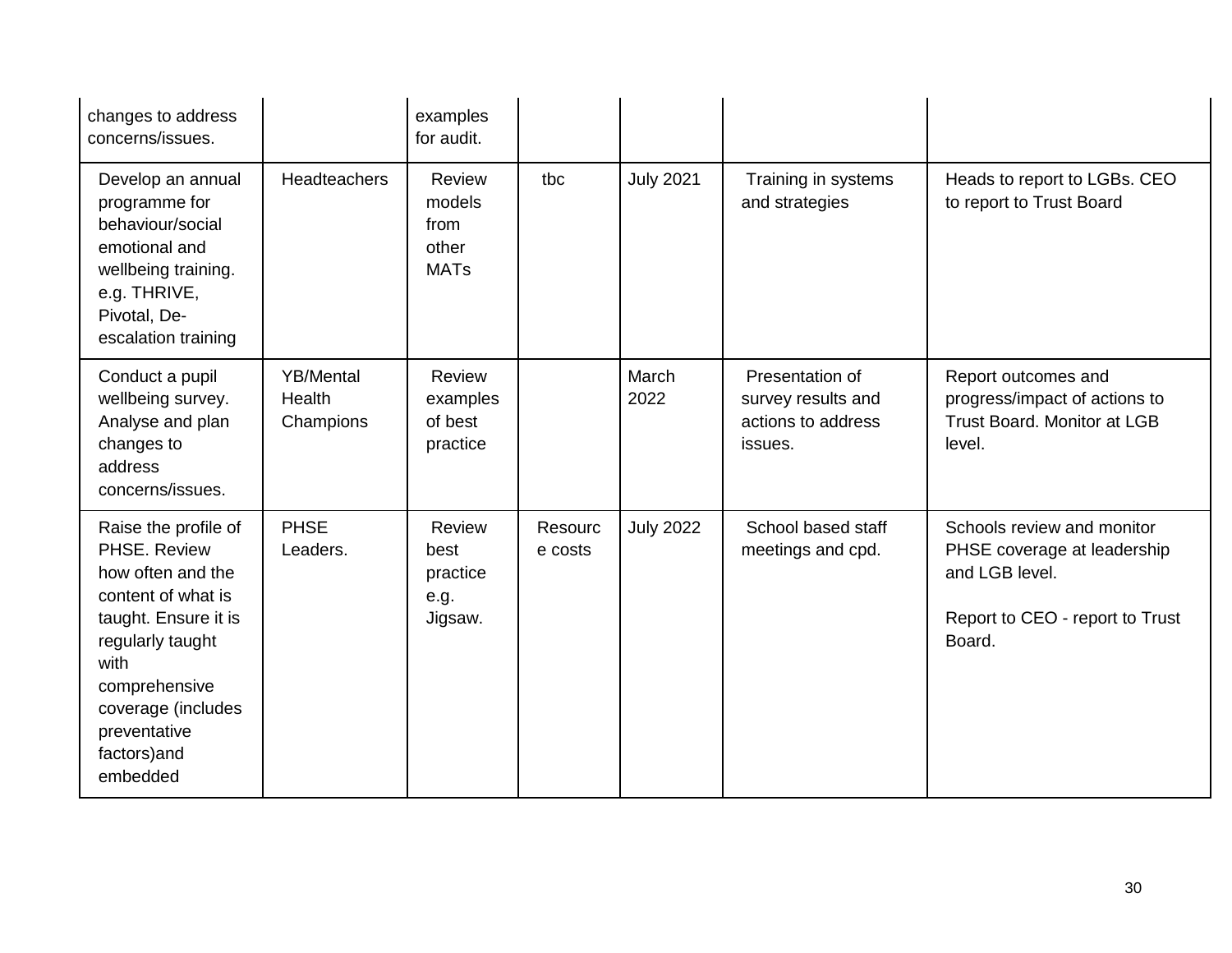| | | | | | | |
|---|---|---|---|---|---|---|
| changes to address concerns/issues. | | examples for audit. | | | | |
| Develop an annual programme for behaviour/social emotional and wellbeing training. e.g. THRIVE, Pivotal, De-escalation training | Headteachers | Review models from other MATs | tbc | July 2021 | Training in systems and strategies | Heads to report to LGBs. CEO to report to Trust Board |
| Conduct a pupil wellbeing survey. Analyse and plan changes to address concerns/issues. | YB/Mental Health Champions | Review examples of best practice | | March 2022 | Presentation of survey results and actions to address issues. | Report outcomes and progress/impact of actions to Trust Board. Monitor at LGB level. |
| Raise the profile of PHSE. Review how often and the content of what is taught. Ensure it is regularly taught with comprehensive coverage (includes preventative factors)and embedded | PHSE Leaders. | Review best practice e.g. Jigsaw. | Resource costs | July 2022 | School based staff meetings and cpd. | Schools review and monitor PHSE coverage at leadership and LGB level.<br><br>Report to CEO - report to Trust Board. |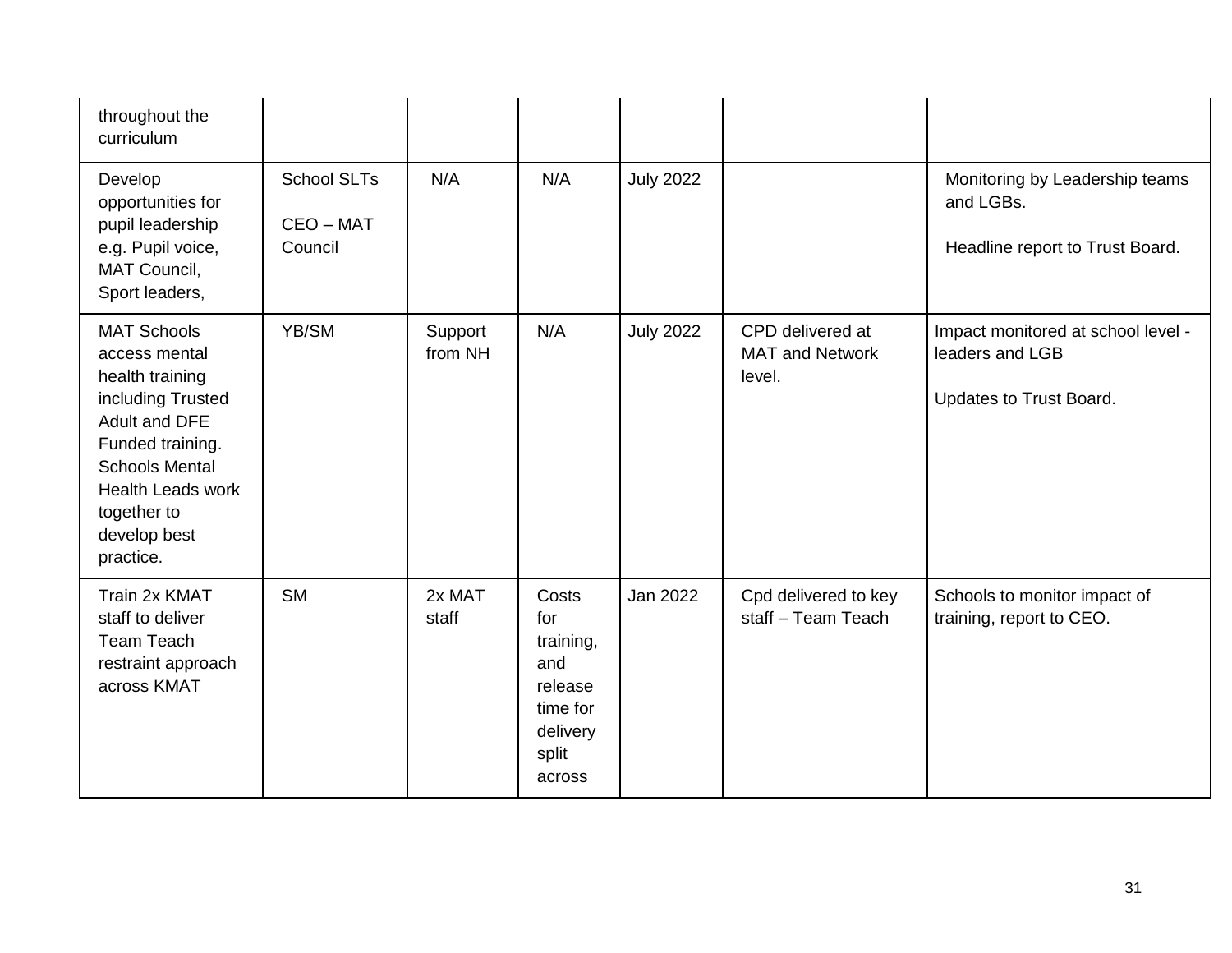| | | | | | | |
|---|---|---|---|---|---|---|
| throughout the curriculum | | | | | | |
| Develop opportunities for pupil leadership e.g. Pupil voice, MAT Council, Sport leaders, | School SLTs<br><br>CEO – MAT Council | N/A | N/A | July 2022 | | Monitoring by Leadership teams and LGBs.<br><br>Headline report to Trust Board. |
| MAT Schools access mental health training including Trusted Adult and DFE Funded training. Schools Mental Health Leads work together to develop best practice. | YB/SM | Support from NH | N/A | July 2022 | CPD delivered at MAT and Network level. | Impact monitored at school level - leaders and LGB<br><br>Updates to Trust Board. |
| Train 2x KMAT staff to deliver Team Teach restraint approach across KMAT | SM | 2x MAT staff | Costs for training, and release time for delivery split across | Jan 2022 | Cpd delivered to key staff – Team Teach | Schools to monitor impact of training, report to CEO. |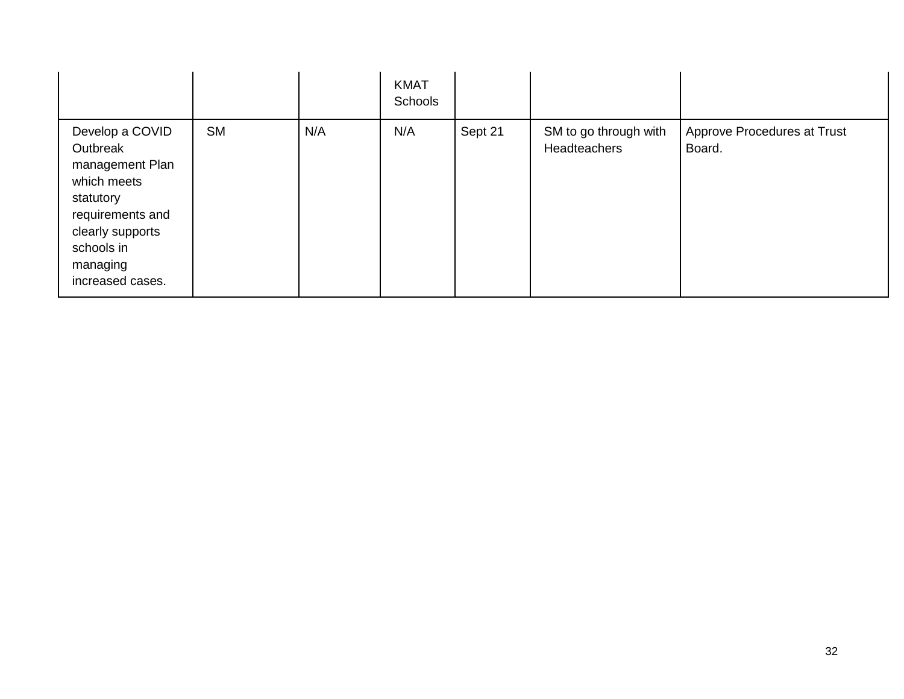| | | | KMAT Schools | | | |
|---|---|---|---|---|---|---|
| Develop a COVID Outbreak management Plan which meets statutory requirements and clearly supports schools in managing increased cases. | SM | N/A | N/A | Sept 21 | SM to go through with Headteachers | Approve Procedures at Trust Board. |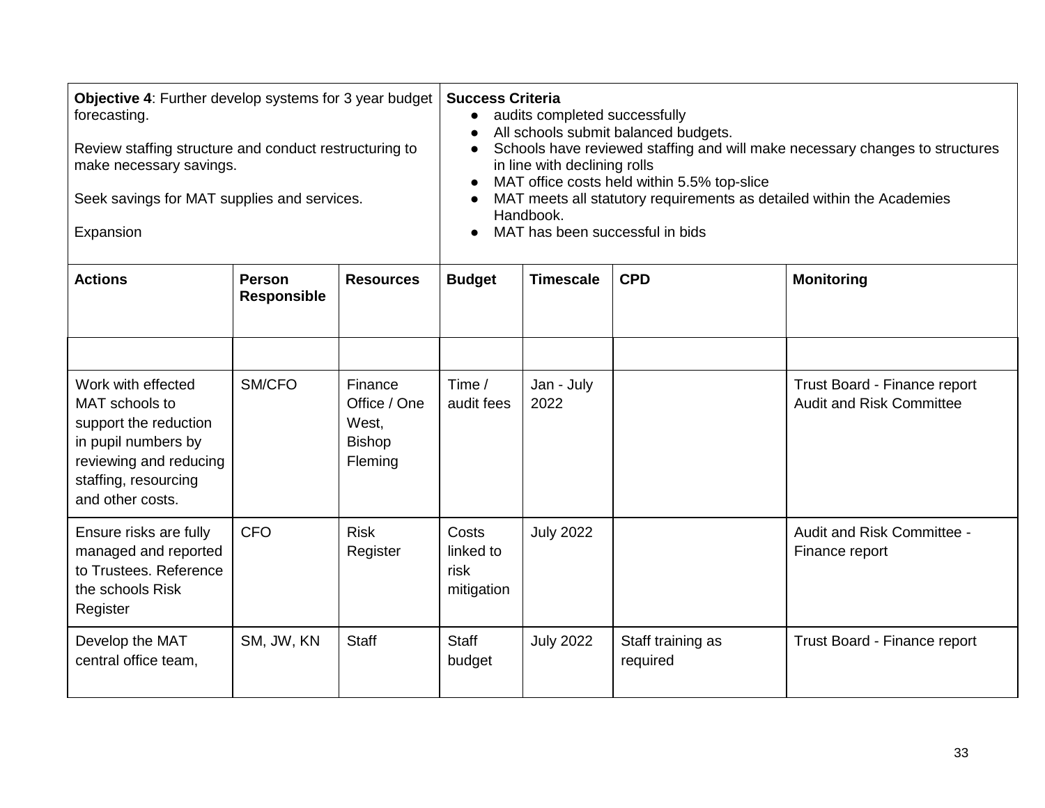| **Objective 4**: Further develop systems for 3 year budget forecasting.<br><br>Review staffing structure and conduct restructuring to make necessary savings.<br><br>Seek savings for MAT supplies and services.<br><br>Expansion | | | **Success Criteria**<br>• audits completed successfully<br>• All schools submit balanced budgets.<br>• Schools have reviewed staffing and will make necessary changes to structures in line with declining rolls<br>• MAT office costs held within 5.5% top-slice<br>• MAT meets all statutory requirements as detailed within the Academies Handbook.<br>• MAT has been successful in bids | | | |
|---|---|---|---|---|---|---|
| **Actions** | **Person Responsible** | **Resources** | **Budget** | **Timescale** | **CPD** | **Monitoring** |
| | | | | | | |
| Work with effected MAT schools to support the reduction in pupil numbers by reviewing and reducing staffing, resourcing and other costs. | SM/CFO | Finance Office / One West, Bishop Fleming | Time / audit fees | Jan - July 2022 | | Trust Board - Finance report<br>Audit and Risk Committee |
| Ensure risks are fully managed and reported to Trustees. Reference the schools Risk Register | CFO | Risk Register | Costs linked to risk mitigation | July 2022 | | Audit and Risk Committee - Finance report |
| Develop the MAT central office team, | SM, JW, KN | Staff | Staff budget | July 2022 | Staff training as required | Trust Board - Finance report |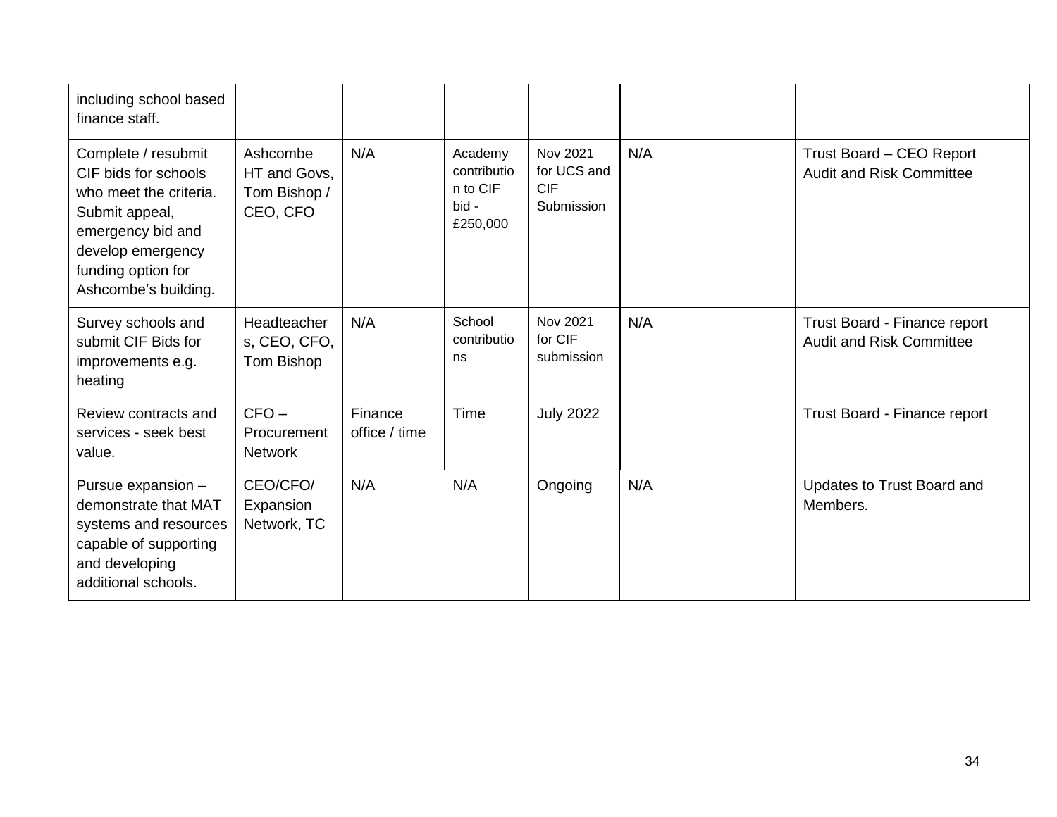| | | | | | | |
|---|---|---|---|---|---|---|
| including school based finance staff. | | | | | | |
| Complete / resubmit CIF bids for schools who meet the criteria. Submit appeal, emergency bid and develop emergency funding option for Ashcombe's building. | Ashcombe HT and Govs, Tom Bishop / CEO, CFO | N/A | Academy contribution to CIF bid - £250,000 | Nov 2021 for UCS and CIF Submission | N/A | Trust Board – CEO Report Audit and Risk Committee |
| Survey schools and submit CIF Bids for improvements e.g. heating | Headteachers, CEO, CFO, Tom Bishop | N/A | School contributions | Nov 2021 for CIF submission | N/A | Trust Board - Finance report Audit and Risk Committee |
| Review contracts and services - seek best value. | CFO – Procurement Network | Finance office / time | Time | July 2022 | | Trust Board - Finance report |
| Pursue expansion – demonstrate that MAT systems and resources capable of supporting and developing additional schools. | CEO/CFO/ Expansion Network, TC | N/A | N/A | Ongoing | N/A | Updates to Trust Board and Members. |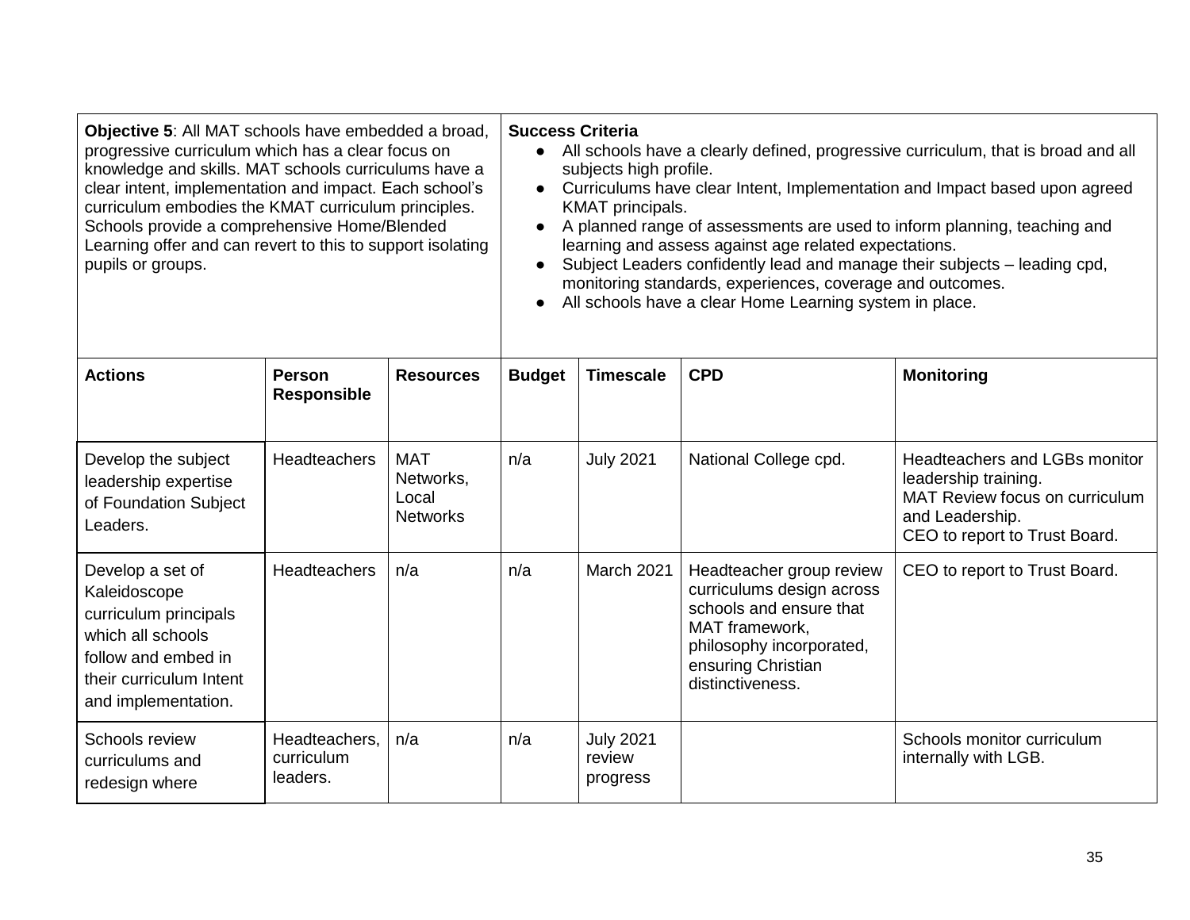| **Objective 5**: All MAT schools have embedded a broad, progressive curriculum which has a clear focus on knowledge and skills. MAT schools curriculums have a clear intent, implementation and impact. Each school's curriculum embodies the KMAT curriculum principles. Schools provide a comprehensive Home/Blended Learning offer and can revert to this to support isolating pupils or groups. | | | **Success Criteria**<br>● All schools have a clearly defined, progressive curriculum, that is broad and all subjects high profile.<br>● Curriculums have clear Intent, Implementation and Impact based upon agreed KMAT principals.<br>● A planned range of assessments are used to inform planning, teaching and learning and assess against age related expectations.<br>● Subject Leaders confidently lead and manage their subjects – leading cpd, monitoring standards, experiences, coverage and outcomes.<br>● All schools have a clear Home Learning system in place. | | | |
|---|---|---|---|---|---|---|
| **Actions** | **Person Responsible** | **Resources** | **Budget** | **Timescale** | **CPD** | **Monitoring** |
| Develop the subject leadership expertise of Foundation Subject Leaders. | Headteachers | MAT Networks, Local Networks | n/a | July 2021 | National College cpd. | Headteachers and LGBs monitor leadership training.<br>MAT Review focus on curriculum and Leadership.<br>CEO to report to Trust Board. |
| Develop a set of Kaleidoscope curriculum principals which all schools follow and embed in their curriculum Intent and implementation. | Headteachers | n/a | n/a | March 2021 | Headteacher group review curriculums design across schools and ensure that MAT framework, philosophy incorporated, ensuring Christian distinctiveness. | CEO to report to Trust Board. |
| Schools review curriculums and redesign where | Headteachers, curriculum leaders. | n/a | n/a | July 2021 review progress | | Schools monitor curriculum internally with LGB. |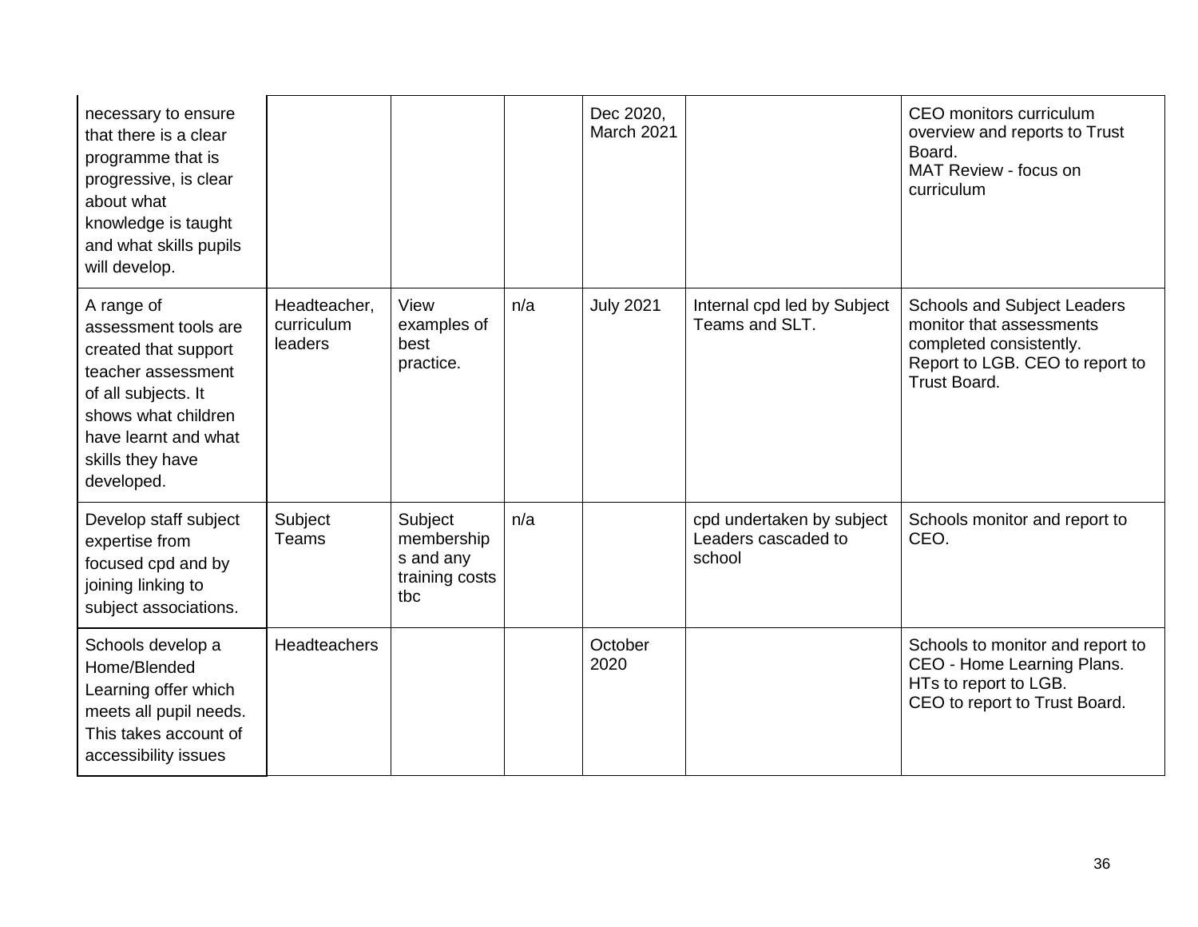| | | | | | | |
|---|---|---|---|---|---|---|
| necessary to ensure that there is a clear programme that is progressive, is clear about what knowledge is taught and what skills pupils will develop. | | | | Dec 2020, March 2021 | | CEO monitors curriculum overview and reports to Trust Board. MAT Review - focus on curriculum |
| A range of assessment tools are created that support teacher assessment of all subjects. It shows what children have learnt and what skills they have developed. | Headteacher, curriculum leaders | View examples of best practice. | n/a | July 2021 | Internal cpd led by Subject Teams and SLT. | Schools and Subject Leaders monitor that assessments completed consistently. Report to LGB. CEO to report to Trust Board. |
| Develop staff subject expertise from focused cpd and by joining linking to subject associations. | Subject Teams | Subject memberships and any training costs tbc | n/a | | cpd undertaken by subject Leaders cascaded to school | Schools monitor and report to CEO. |
| Schools develop a Home/Blended Learning offer which meets all pupil needs. This takes account of accessibility issues | Headteachers | | | October 2020 | | Schools to monitor and report to CEO - Home Learning Plans. HTs to report to LGB. CEO to report to Trust Board. |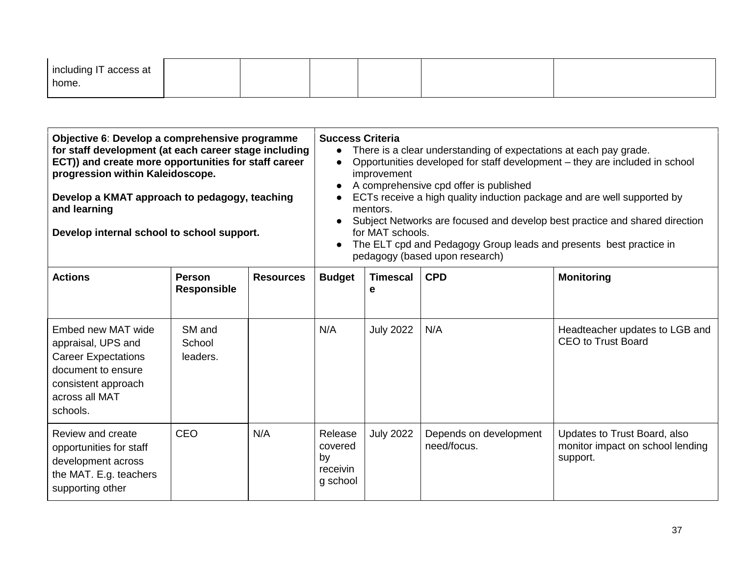| including IT access at home. | | | | | | |
|---|---|---|---|---|---|---|

| **Objective 6**: **Develop a comprehensive programme for staff development (at each career stage including ECT)) and create more opportunities for staff career progression within Kaleidoscope.**<br><br>**Develop a KMAT approach to pedagogy, teaching and learning**<br><br>**Develop internal school to school support.** | | | **Success Criteria**<br>● There is a clear understanding of expectations at each pay grade.<br>● Opportunities developed for staff development – they are included in school improvement<br>● A comprehensive cpd offer is published<br>● ECTs receive a high quality induction package and are well supported by mentors.<br>● Subject Networks are focused and develop best practice and shared direction for MAT schools.<br>● The ELT cpd and Pedagogy Group leads and presents best practice in pedagogy (based upon research) | | | |
|---|---|---|---|---|---|---|
| **Actions** | **Person Responsible** | **Resources** | **Budget** | **Timescale** | **CPD** | **Monitoring** |
| Embed new MAT wide appraisal, UPS and Career Expectations document to ensure consistent approach across all MAT schools. | SM and School leaders. | | N/A | July 2022 | N/A | Headteacher updates to LGB and CEO to Trust Board |
| Review and create opportunities for staff development across the MAT. E.g. teachers supporting other | CEO | N/A | Release covered by receiving school | July 2022 | Depends on development need/focus. | Updates to Trust Board, also monitor impact on school lending support. |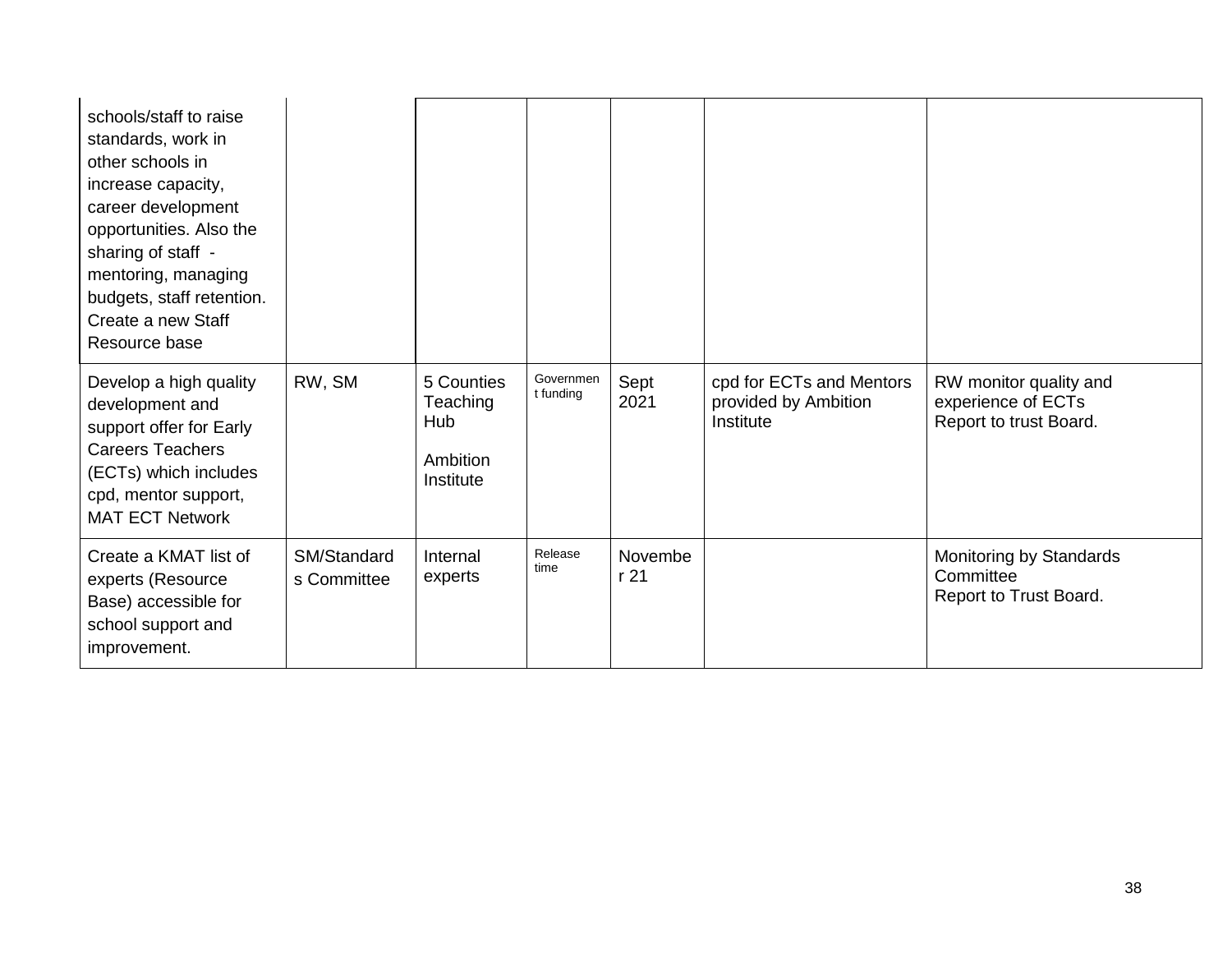| | | | | | | |
|---|---|---|---|---|---|---|
| schools/staff to raise standards, work in other schools in increase capacity, career development opportunities. Also the sharing of staff - mentoring, managing budgets, staff retention. Create a new Staff Resource base | | | | | | |
| Develop a high quality development and support offer for Early Careers Teachers (ECTs) which includes cpd, mentor support, MAT ECT Network | RW, SM | 5 Counties Teaching Hub<br><br>Ambition Institute | Government funding | Sept 2021 | cpd for ECTs and Mentors provided by Ambition Institute | RW monitor quality and experience of ECTs<br>Report to trust Board. |
| Create a KMAT list of experts (Resource Base) accessible for school support and improvement. | SM/Standards Committee | Internal experts | Release time | November 21 | | Monitoring by Standards Committee<br>Report to Trust Board. |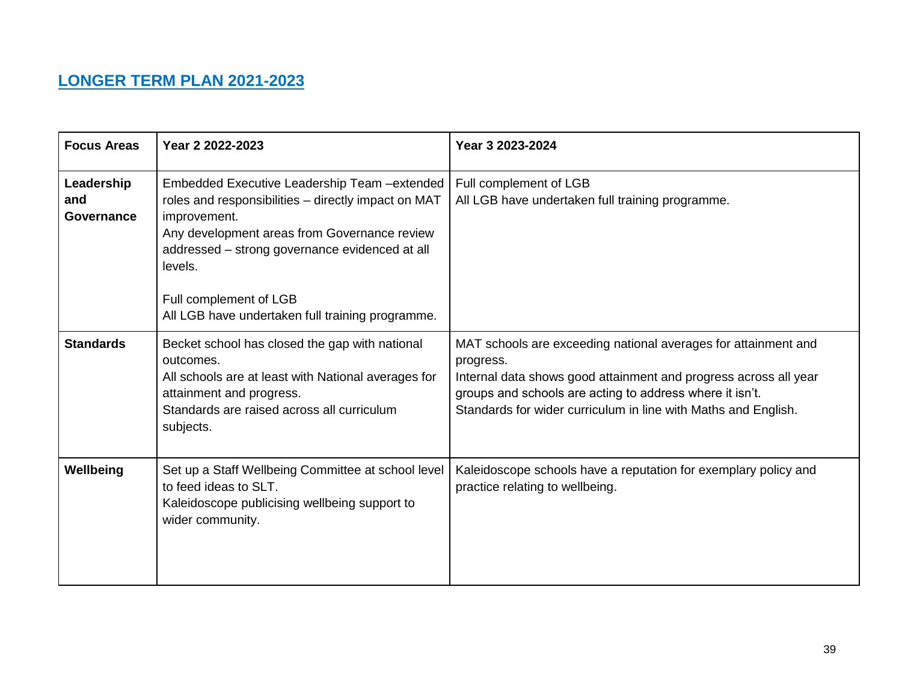## LONGER TERM PLAN 2021-2023

| Focus Areas | Year 2 2022-2023 | Year 3 2023-2024 |
|---|---|---|
| **Leadership and Governance** | Embedded Executive Leadership Team –extended roles and responsibilities – directly impact on MAT improvement.<br>Any development areas from Governance review addressed – strong governance evidenced at all levels.<br><br>Full complement of LGB<br>All LGB have undertaken full training programme. | Full complement of LGB<br>All LGB have undertaken full training programme. |
| **Standards** | Becket school has closed the gap with national outcomes.<br>All schools are at least with National averages for attainment and progress.<br>Standards are raised across all curriculum subjects. | MAT schools are exceeding national averages for attainment and progress.<br>Internal data shows good attainment and progress across all year groups and schools are acting to address where it isn't.<br>Standards for wider curriculum in line with Maths and English. |
| **Wellbeing** | Set up a Staff Wellbeing Committee at school level to feed ideas to SLT.<br>Kaleidoscope publicising wellbeing support to wider community. | Kaleidoscope schools have a reputation for exemplary policy and practice relating to wellbeing. |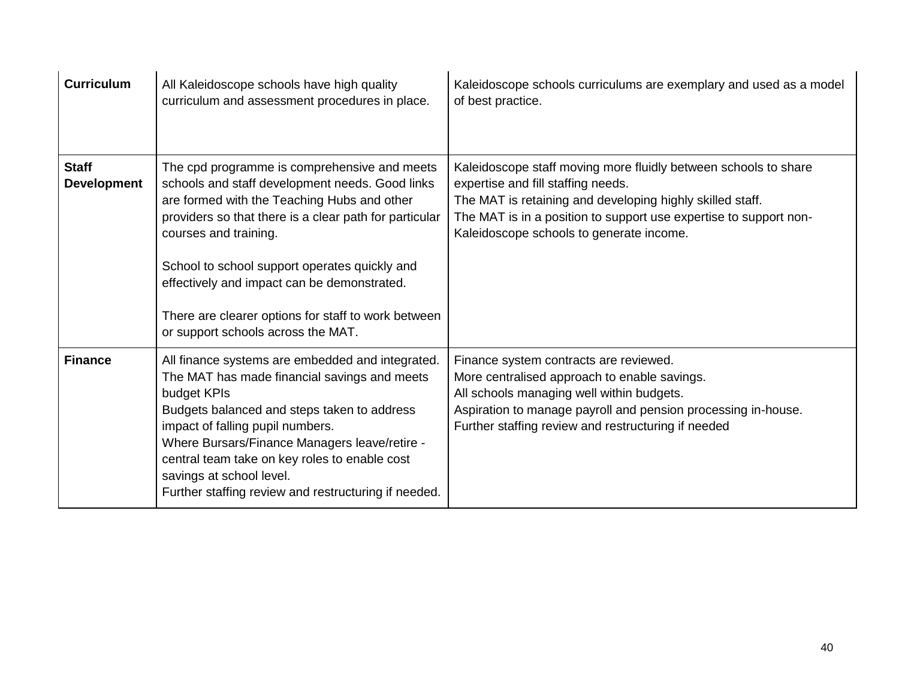| | | |
|---|---|---|
| **Curriculum** | All Kaleidoscope schools have high quality curriculum and assessment procedures in place. | Kaleidoscope schools curriculums are exemplary and used as a model of best practice. |
| **Staff Development** | The cpd programme is comprehensive and meets schools and staff development needs. Good links are formed with the Teaching Hubs and other providers so that there is a clear path for particular courses and training.<br><br>School to school support operates quickly and effectively and impact can be demonstrated.<br><br>There are clearer options for staff to work between or support schools across the MAT. | Kaleidoscope staff moving more fluidly between schools to share expertise and fill staffing needs.<br>The MAT is retaining and developing highly skilled staff.<br>The MAT is in a position to support use expertise to support non-Kaleidoscope schools to generate income. |
| **Finance** | All finance systems are embedded and integrated.<br>The MAT has made financial savings and meets budget KPIs<br>Budgets balanced and steps taken to address impact of falling pupil numbers.<br>Where Bursars/Finance Managers leave/retire - central team take on key roles to enable cost savings at school level.<br>Further staffing review and restructuring if needed. | Finance system contracts are reviewed.<br>More centralised approach to enable savings.<br>All schools managing well within budgets.<br>Aspiration to manage payroll and pension processing in-house.<br>Further staffing review and restructuring if needed |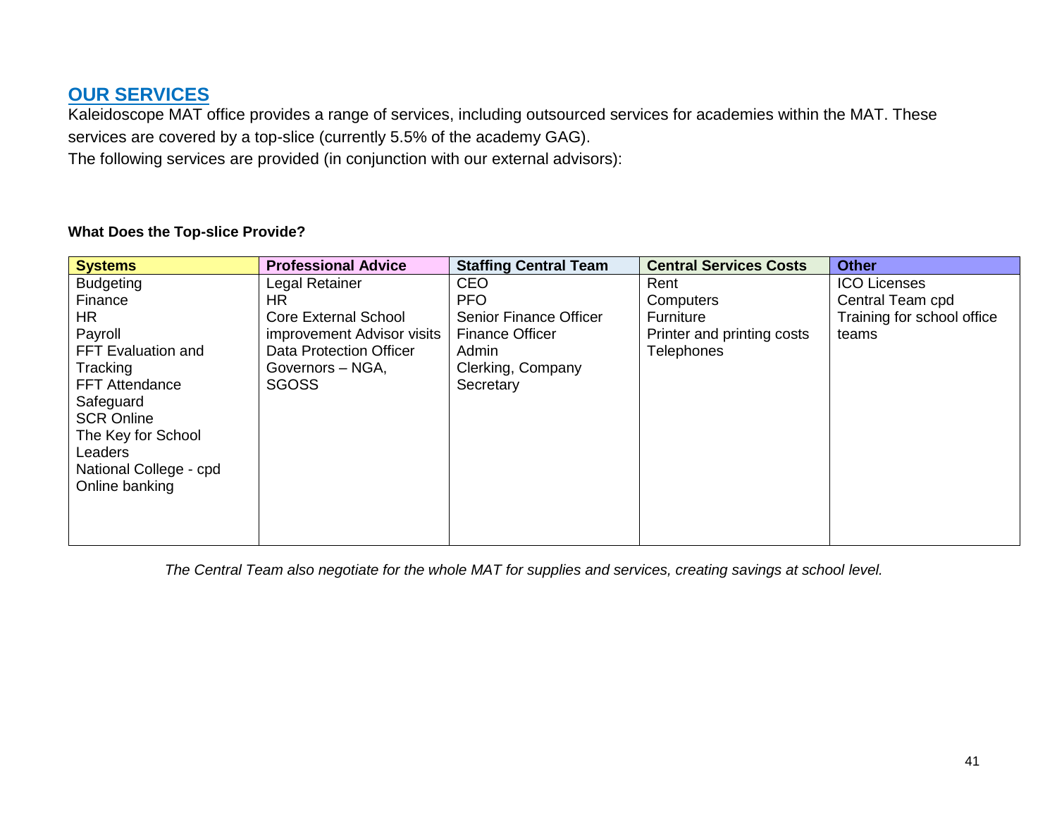## OUR SERVICES

Kaleidoscope MAT office provides a range of services, including outsourced services for academies within the MAT. These services are covered by a top-slice (currently 5.5% of the academy GAG).

The following services are provided (in conjunction with our external advisors):

**What Does the Top-slice Provide?**

| Systems | Professional Advice | Staffing Central Team | Central Services Costs | Other |
|---|---|---|---|---|
| Budgeting<br>Finance<br>HR<br>Payroll<br>FFT Evaluation and Tracking<br>FFT Attendance<br>Safeguard<br>SCR Online<br>The Key for School Leaders<br>National College - cpd<br>Online banking | Legal Retainer<br>HR<br>Core External School improvement Advisor visits<br>Data Protection Officer<br>Governors – NGA, SGOSS | CEO<br>PFO<br>Senior Finance Officer<br>Finance Officer<br>Admin<br>Clerking, Company Secretary | Rent<br>Computers<br>Furniture<br>Printer and printing costs<br>Telephones | ICO Licenses<br>Central Team cpd<br>Training for school office teams |

*The Central Team also negotiate for the whole MAT for supplies and services, creating savings at school level.*